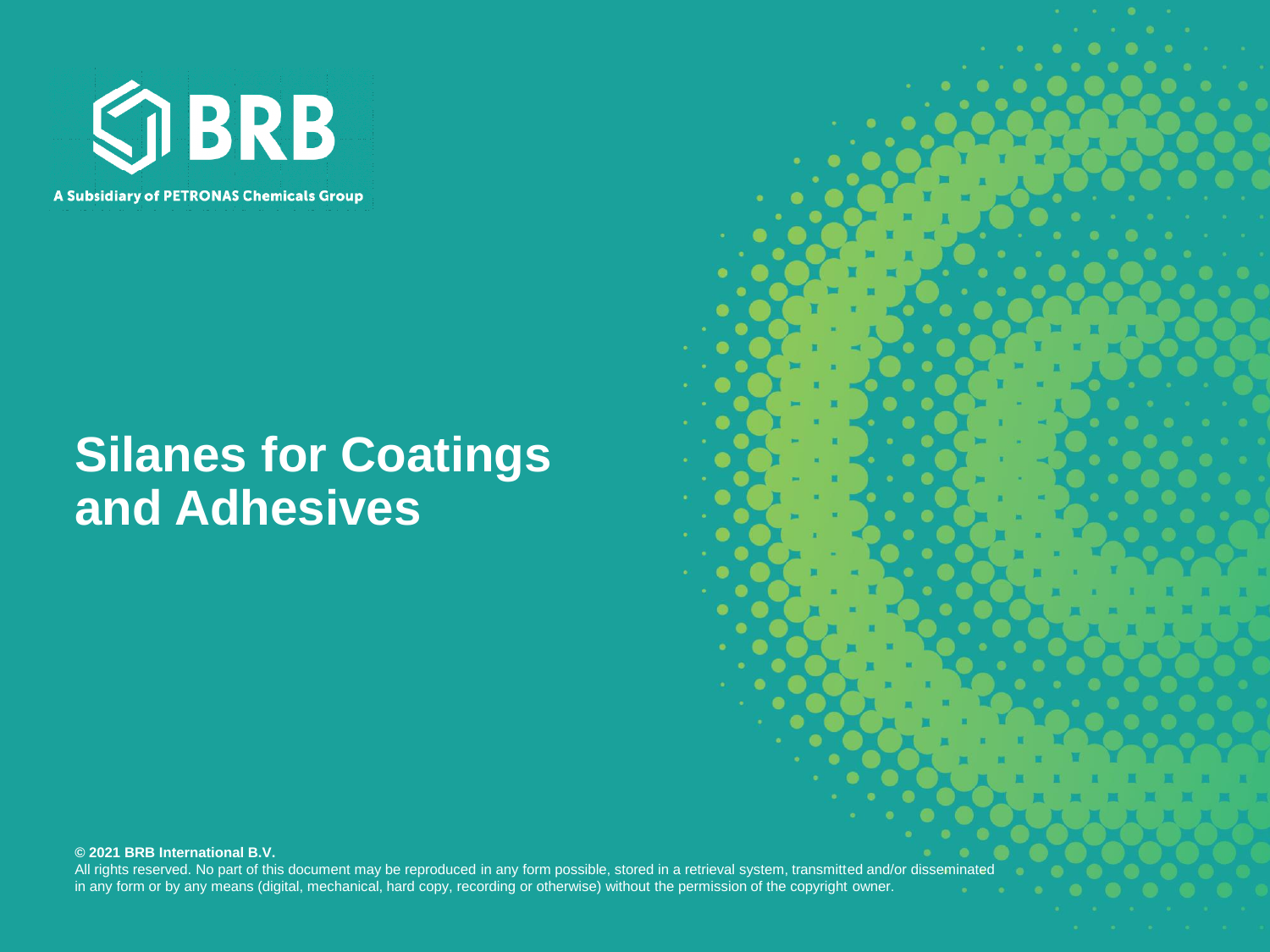BRB

A Subsidiary of PETRONAS Chemicals Group

# Silanes for Coatings and Adhesives

**© 2021 BRB International B.V.**

All rights reserved. No part of this document may be reproduced in any form possible, stored in a retrieval system, transmitted and/or disseminated in any form or by any means (digital, mechanical, hard copy, recording or otherwise) without the permission of the copyright owner.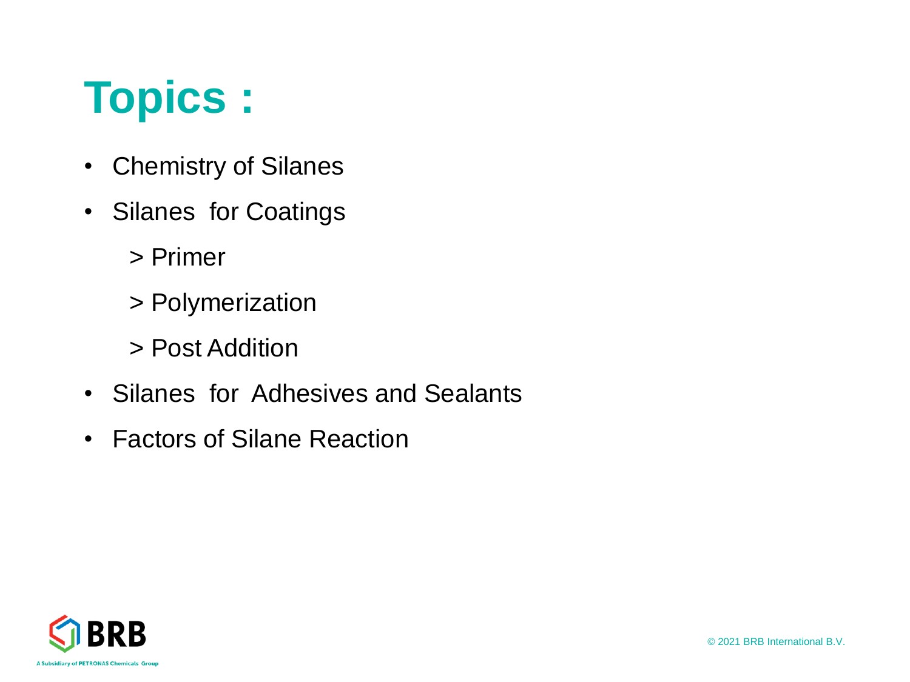# Topics :

- Chemistry of Silanes
- Silanes for Coatings
  - > Primer
  - > Polymerization
  - > Post Addition
- Silanes for Adhesives and Sealants
- Factors of Silane Reaction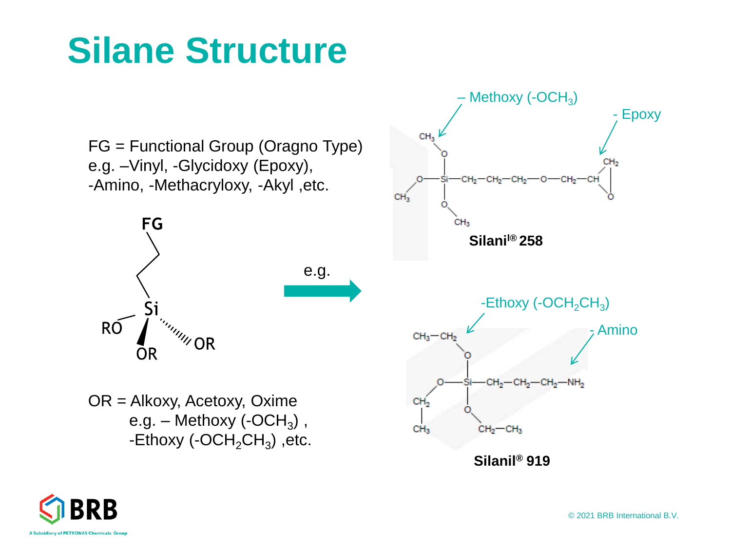# Silane Structure

FG = Functional Group (Oragno Type)
e.g. –Vinyl, -Glycidoxy (Epoxy),
-Amino, -Methacryloxy, -Akyl ,etc.

FG

Si

RO

OR

OR

OR = Alkoxy, Acetoxy, Oxime
e.g. – Methoxy ($-OCH_3$) ,
-Ethoxy ($-OCH_2CH_3$) ,etc.

e.g.

– Methoxy ($-OCH_3$)

- Epoxy

**Silanil® 258**

-Ethoxy ($-OCH_2CH_3$)

- Amino

**Silanil® 919**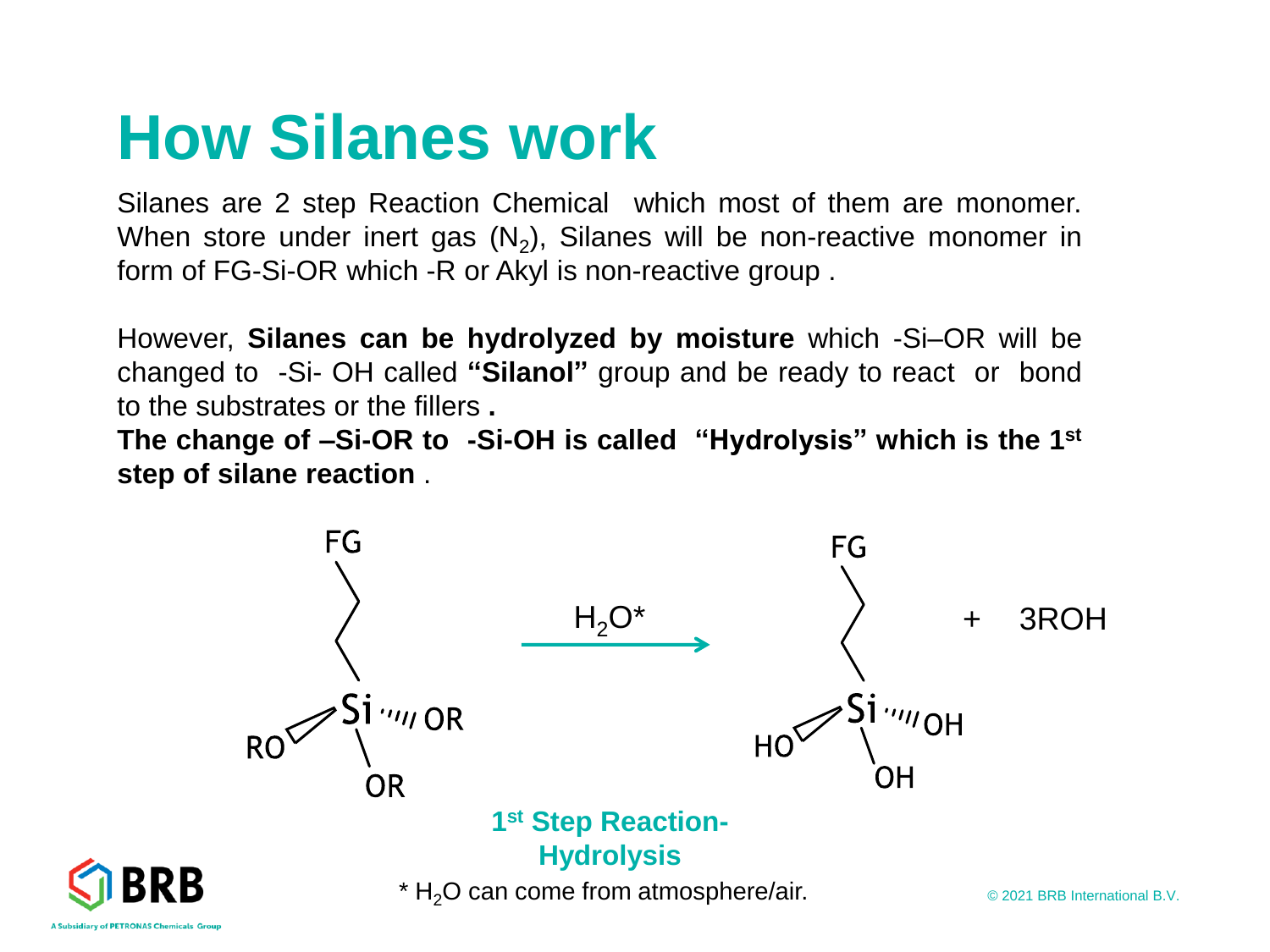# How Silanes work

Silanes are 2 step Reaction Chemical which most of them are monomer. When store under inert gas ($N_2$), Silanes will be non-reactive monomer in form of FG-Si-OR which -R or Akyl is non-reactive group .

However, **Silanes can be hydrolyzed by moisture** which -Si–OR will be changed to -Si- OH called **"Silanol"** group and be ready to react or bond to the substrates or the fillers **.**

**The change of –Si-OR to -Si-OH is called "Hydrolysis" which is the 1st step of silane reaction** .

FG–CH₂CH₂–Si(OR)₃ $\xrightarrow{H_2O^*}$ FG–CH₂CH₂–Si(OH)₃ + 3ROH

**1st Step Reaction- Hydrolysis**

* $H_2O$ can come from atmosphere/air.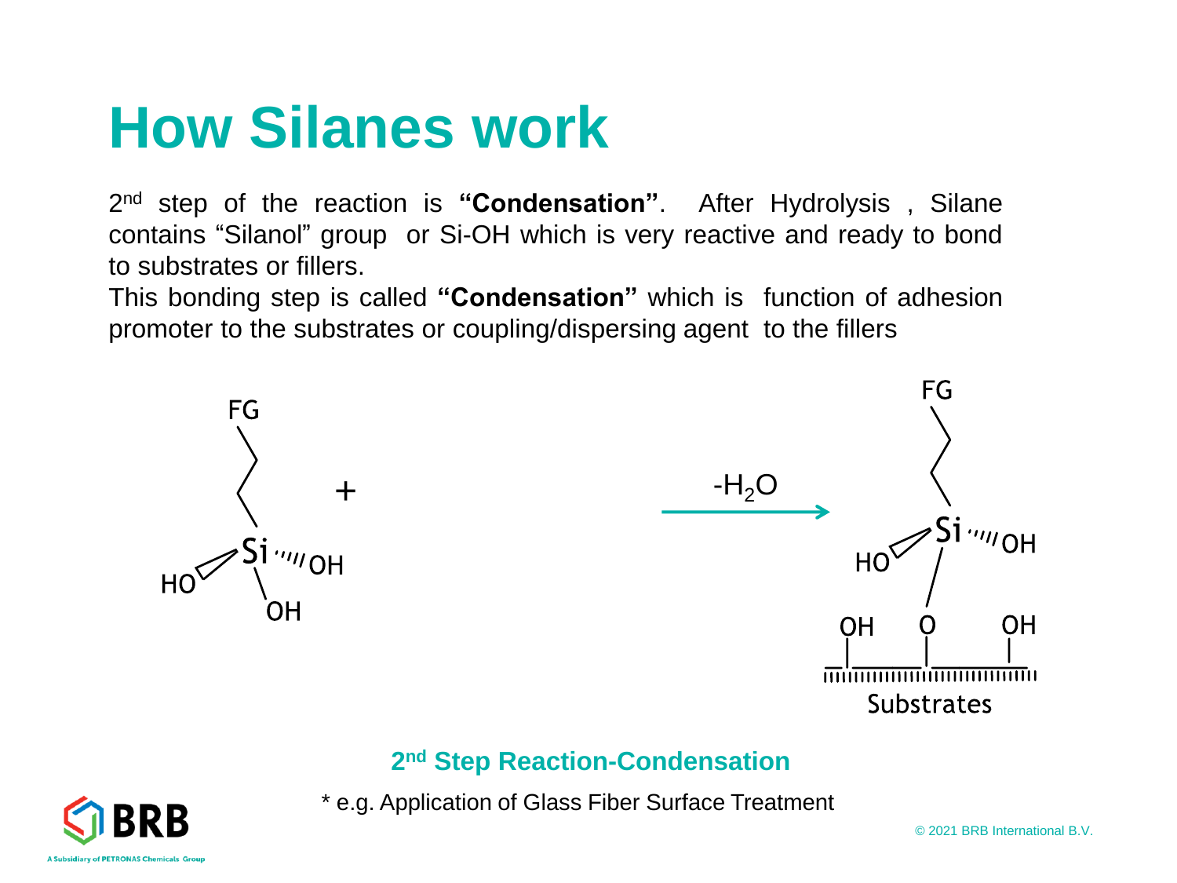# How Silanes work

2nd step of the reaction is **"Condensation"**. After Hydrolysis , Silane contains "Silanol" group or Si-OH which is very reactive and ready to bond to substrates or fillers.

This bonding step is called **"Condensation"** which is function of adhesion promoter to the substrates or coupling/dispersing agent to the fillers

FG

Si OH HO OH

+

$-H_2O$

FG

Si OH HO

OH O OH

Substrates

**2nd Step Reaction-Condensation**

* e.g. Application of Glass Fiber Surface Treatment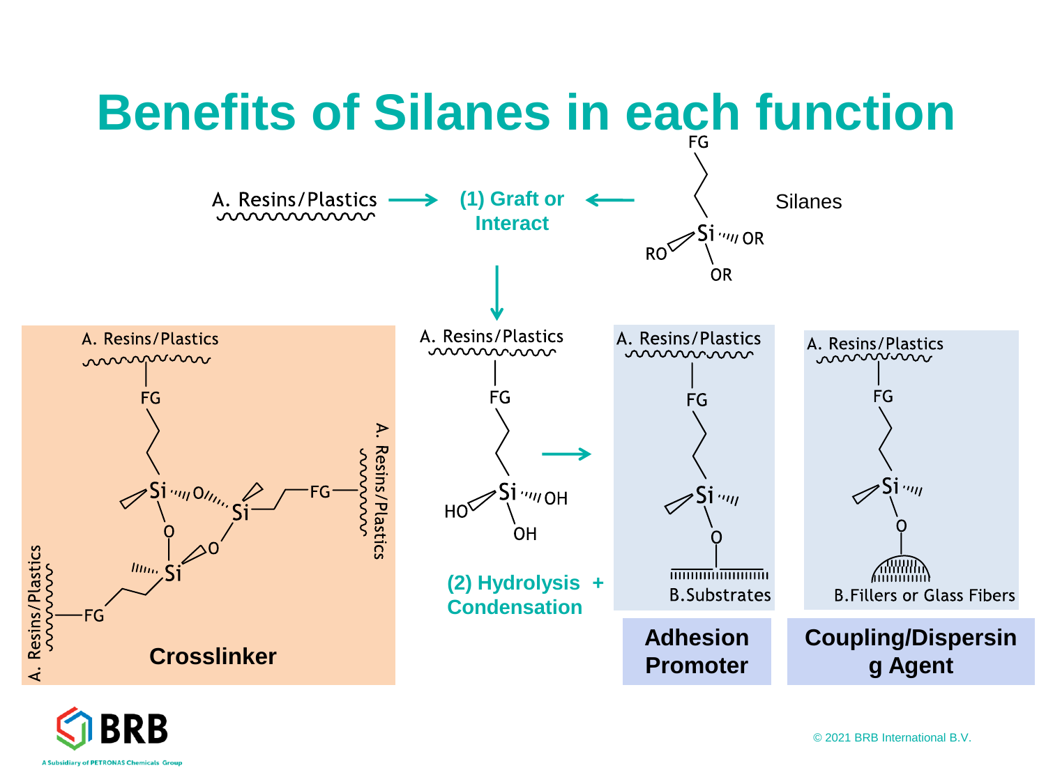# Benefits of Silanes in each function

A. Resins/Plastics → (1) Graft or Interact ← Silanes

FG

Si

RO OR OR

A. Resins/Plastics

FG

HO Si OH OH

(2) Hydrolysis + Condensation

A. Resins/Plastics — FG — Si — O — Si — O — Si

**Crosslinker**

A. Resins/Plastics — FG — Si — O — B.Substrates

**Adhesion Promoter**

A. Resins/Plastics — FG — Si — O — B.Fillers or Glass Fibers

**Coupling/Dispersing Agent**

BRB

A Subsidiary of PETRONAS Chemicals Group

© 2021 BRB International B.V.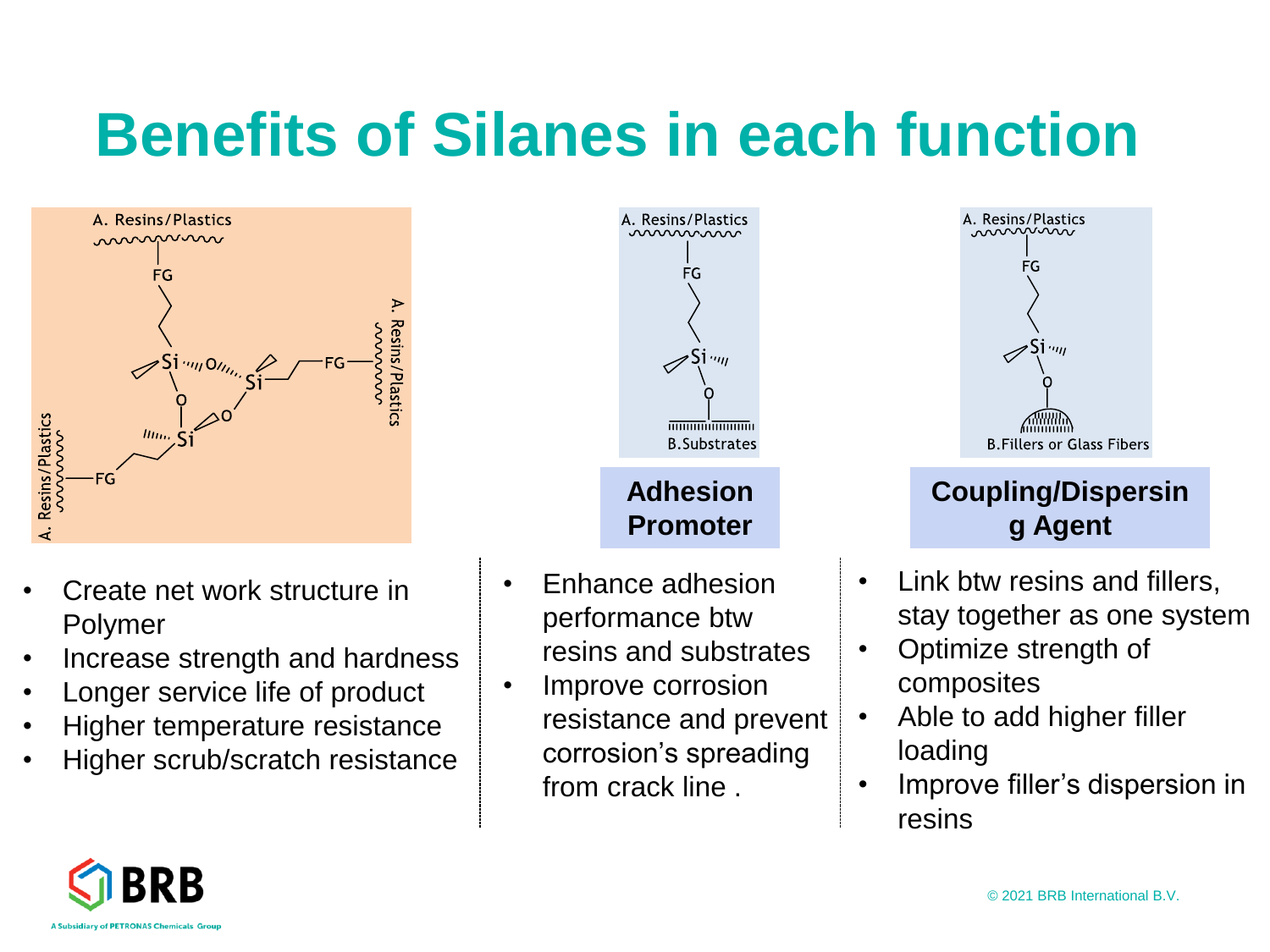# Benefits of Silanes in each function

- Create net work structure in Polymer
- Increase strength and hardness
- Longer service life of product
- Higher temperature resistance
- Higher scrub/scratch resistance

**Adhesion Promoter**

- Enhance adhesion performance btw resins and substrates
- Improve corrosion resistance and prevent corrosion's spreading from crack line .

**Coupling/Dispersing Agent**

- Link btw resins and fillers, stay together as one system
- Optimize strength of composites
- Able to add higher filler loading
- Improve filler's dispersion in resins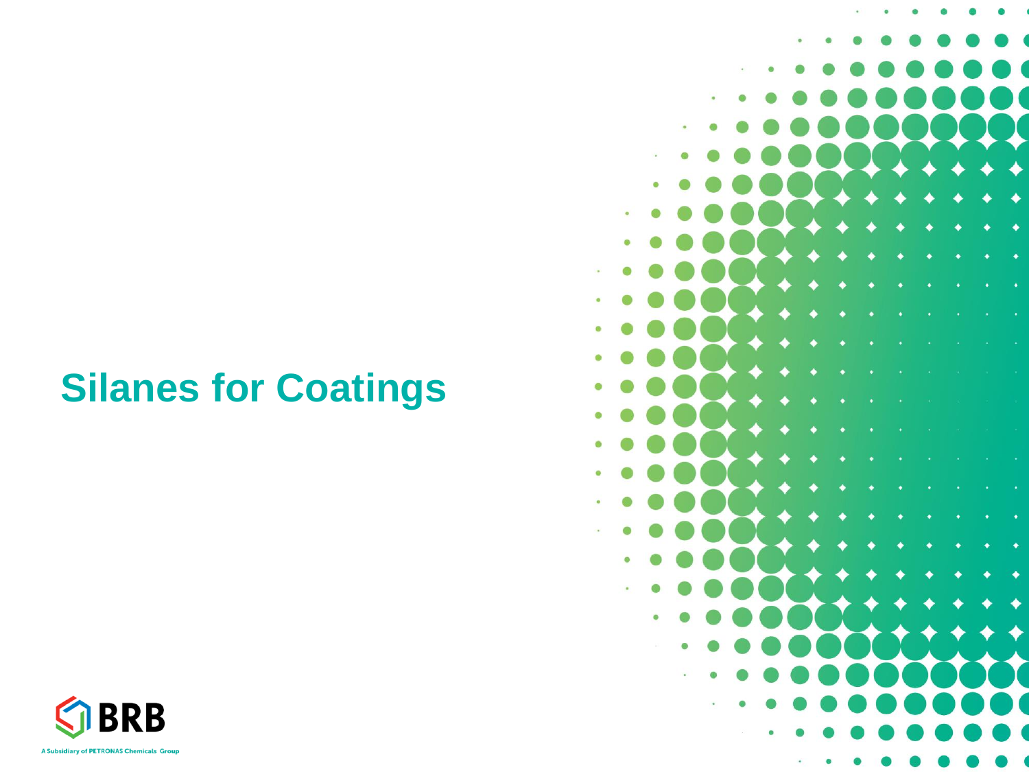# Silanes for Coatings

BRB

A Subsidiary of PETRONAS Chemicals Group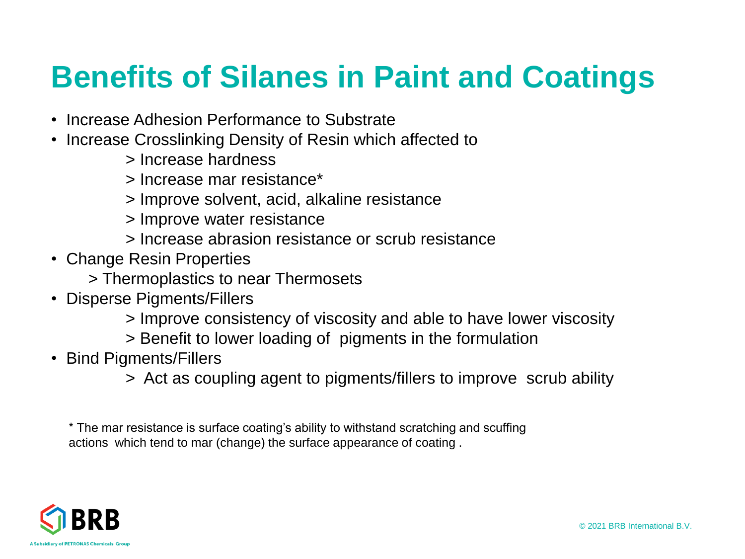# Benefits of Silanes in Paint and Coatings

- Increase Adhesion Performance to Substrate
- Increase Crosslinking Density of Resin which affected to
  - > Increase hardness
  - > Increase mar resistance*
  - > Improve solvent, acid, alkaline resistance
  - > Improve water resistance
  - > Increase abrasion resistance or scrub resistance
- Change Resin Properties
  - > Thermoplastics to near Thermosets
- Disperse Pigments/Fillers
  - > Improve consistency of viscosity and able to have lower viscosity
  - > Benefit to lower loading of pigments in the formulation
- Bind Pigments/Fillers
  - > Act as coupling agent to pigments/fillers to improve scrub ability

* The mar resistance is surface coating's ability to withstand scratching and scuffing actions which tend to mar (change) the surface appearance of coating .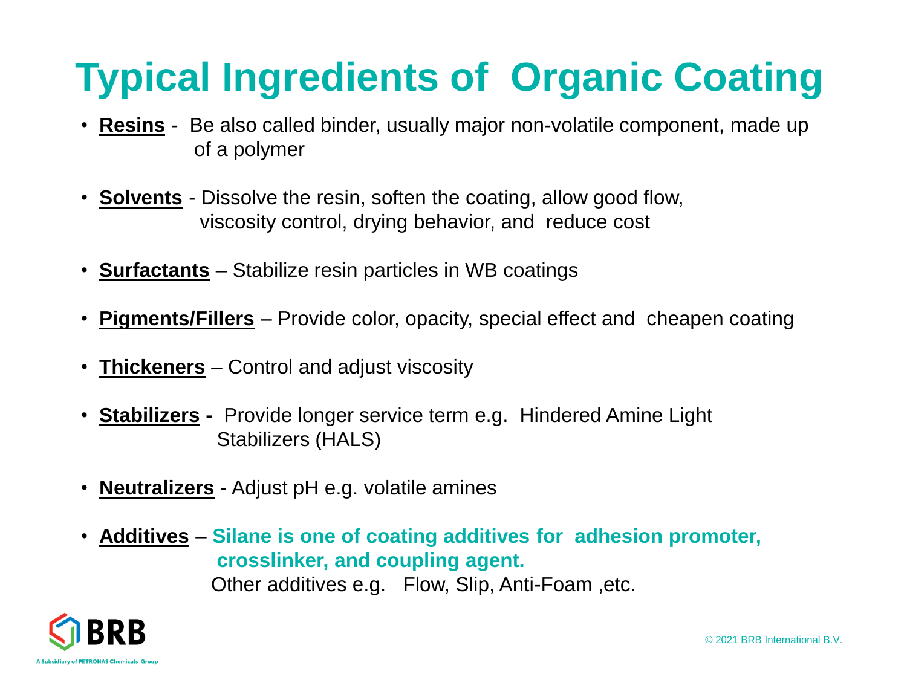# Typical Ingredients of Organic Coating

- **Resins** - Be also called binder, usually major non-volatile component, made up of a polymer
- **Solvents** - Dissolve the resin, soften the coating, allow good flow, viscosity control, drying behavior, and reduce cost
- **Surfactants** – Stabilize resin particles in WB coatings
- **Pigments/Fillers** – Provide color, opacity, special effect and cheapen coating
- **Thickeners** – Control and adjust viscosity
- **Stabilizers** - Provide longer service term e.g. Hindered Amine Light Stabilizers (HALS)
- **Neutralizers** - Adjust pH e.g. volatile amines
- **Additives** – **Silane is one of coating additives for adhesion promoter, crosslinker, and coupling agent.**
  Other additives e.g. Flow, Slip, Anti-Foam ,etc.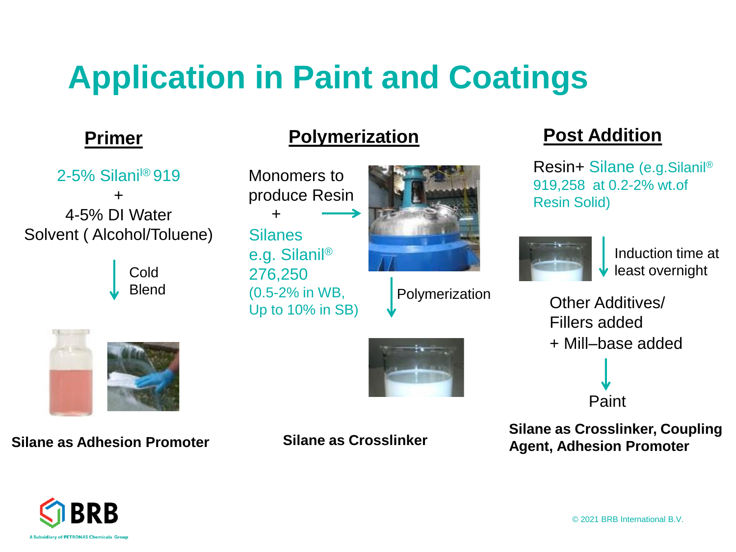# Application in Paint and Coatings

## Primer

2-5% Silanil® 919
+
4-5% DI Water
Solvent ( Alcohol/Toluene)

↓ Cold Blend

**Silane as Adhesion Promoter**

## Polymerization

Monomers to produce Resin
+
Silanes e.g. Silanil® 276,250
(0.5-2% in WB, Up to 10% in SB)

↓ Polymerization

**Silane as Crosslinker**

## Post Addition

Resin+ Silane (e.g.Silanil® 919,258 at 0.2-2% wt.of Resin Solid)

↓ Induction time at least overnight

Other Additives/ Fillers added
+ Mill–base added

↓

Paint

**Silane as Crosslinker, Coupling Agent, Adhesion Promoter**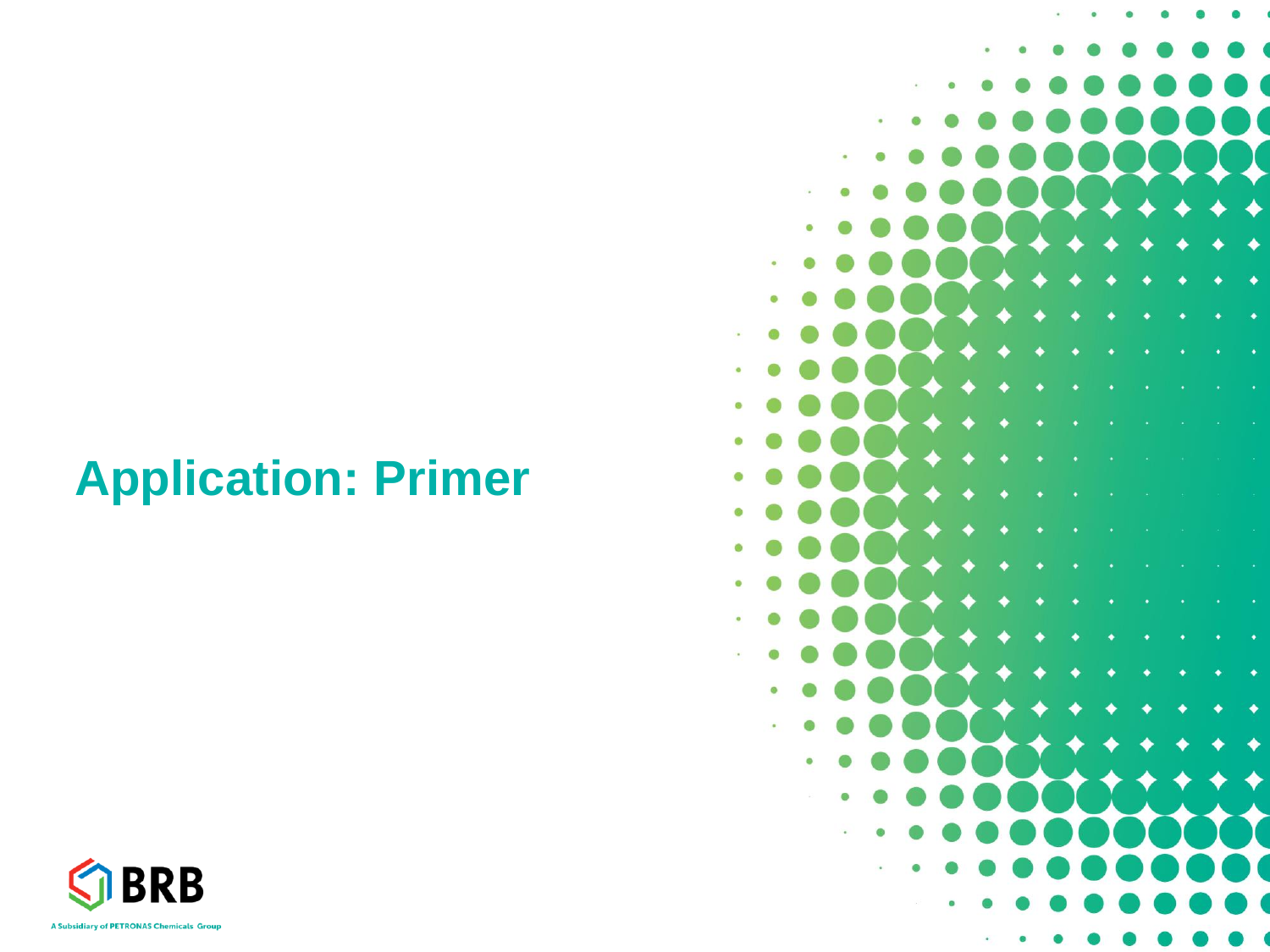# Application: Primer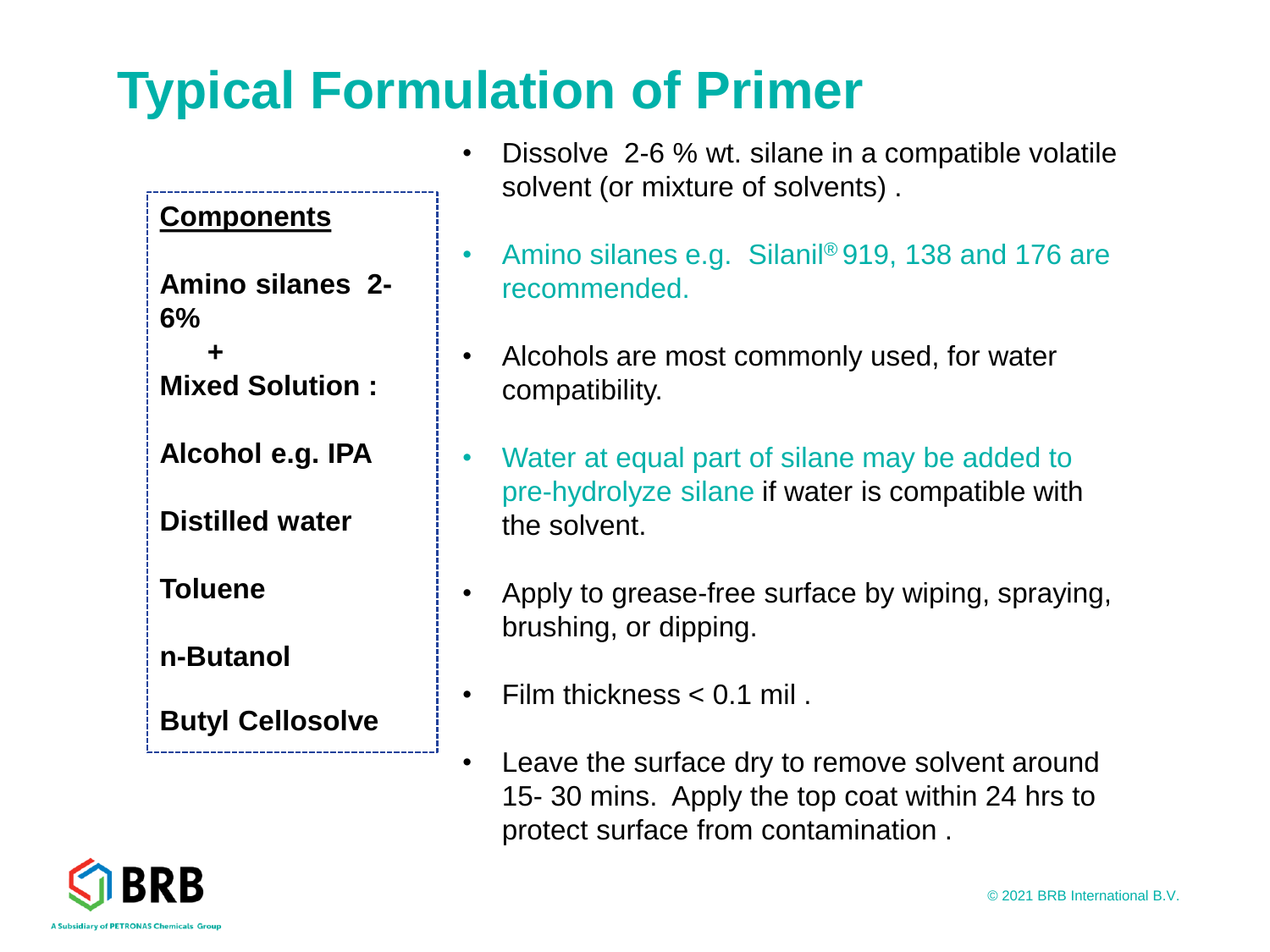# Typical Formulation of Primer

**Components**

**Amino silanes 2-6%**

**+**

**Mixed Solution :**

**Alcohol e.g. IPA**

**Distilled water**

**Toluene**

**n-Butanol**

**Butyl Cellosolve**

- Dissolve 2-6 % wt. silane in a compatible volatile solvent (or mixture of solvents) .
- Amino silanes e.g. Silanil® 919, 138 and 176 are recommended.
- Alcohols are most commonly used, for water compatibility.
- Water at equal part of silane may be added to pre-hydrolyze silane if water is compatible with the solvent.
- Apply to grease-free surface by wiping, spraying, brushing, or dipping.
- Film thickness < 0.1 mil .
- Leave the surface dry to remove solvent around 15- 30 mins. Apply the top coat within 24 hrs to protect surface from contamination .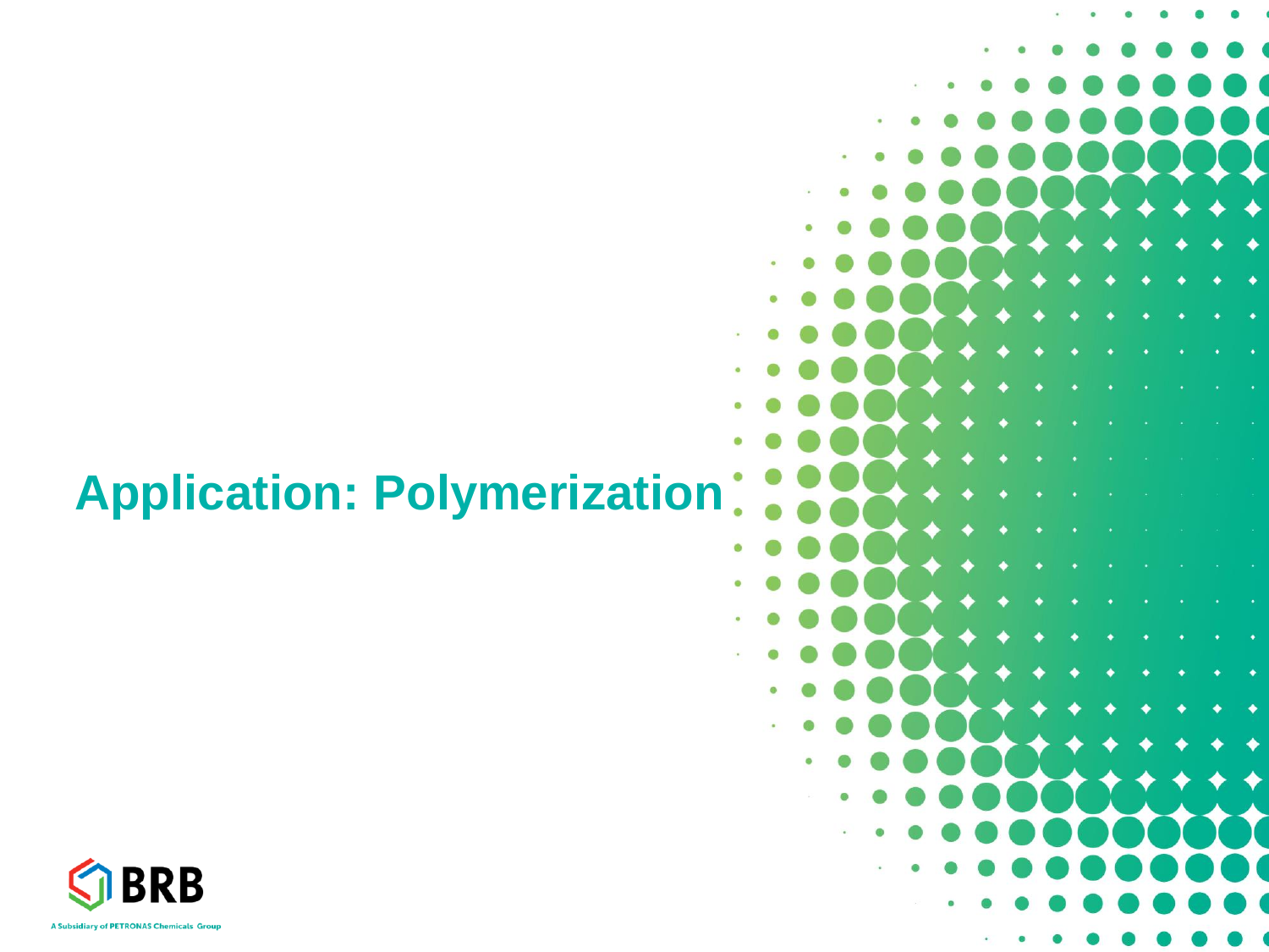# Application: Polymerization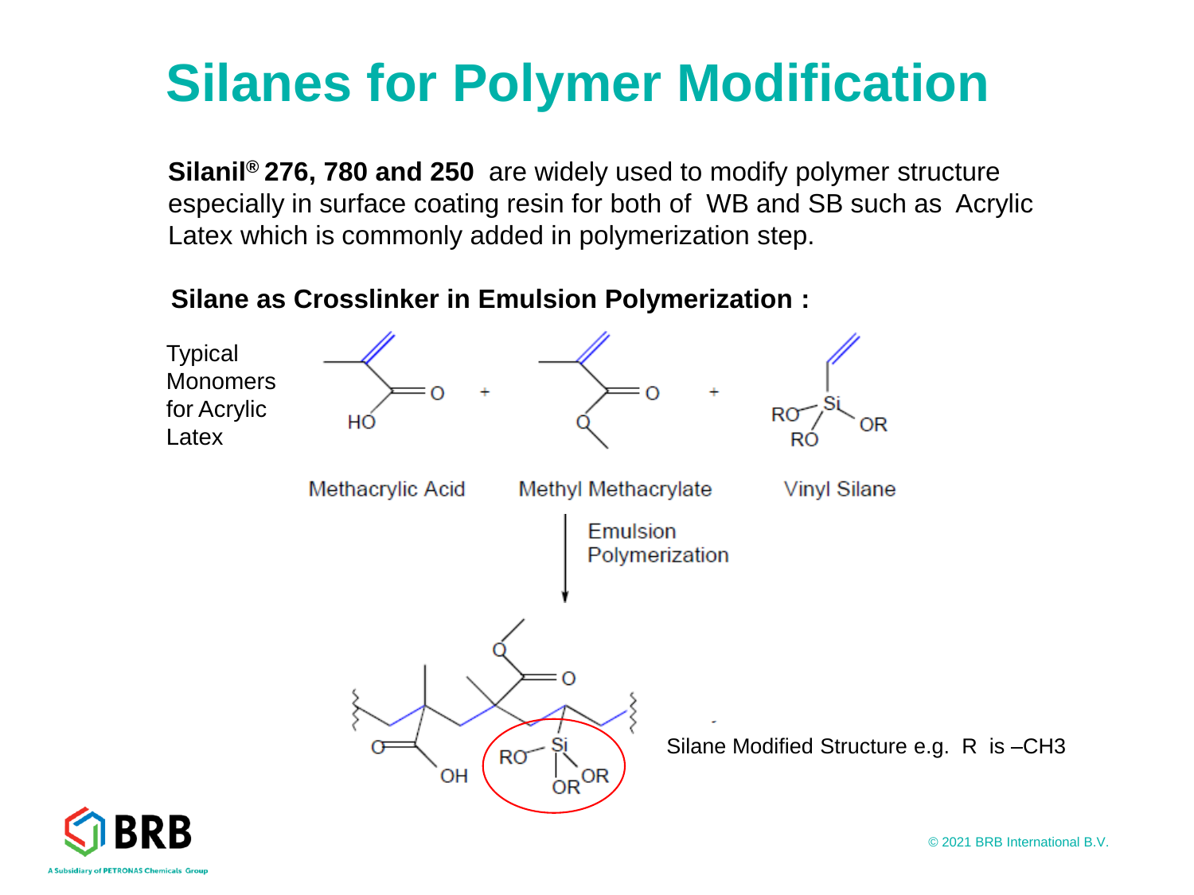# Silanes for Polymer Modification

**Silanil® 276, 780 and 250** are widely used to modify polymer structure especially in surface coating resin for both of WB and SB such as Acrylic Latex which is commonly added in polymerization step.

**Silane as Crosslinker in Emulsion Polymerization :**

Typical Monomers for Acrylic Latex

Methacrylic Acid + Methyl Methacrylate + Vinyl Silane

Emulsion Polymerization

Silane Modified Structure e.g. R is –$CH_3$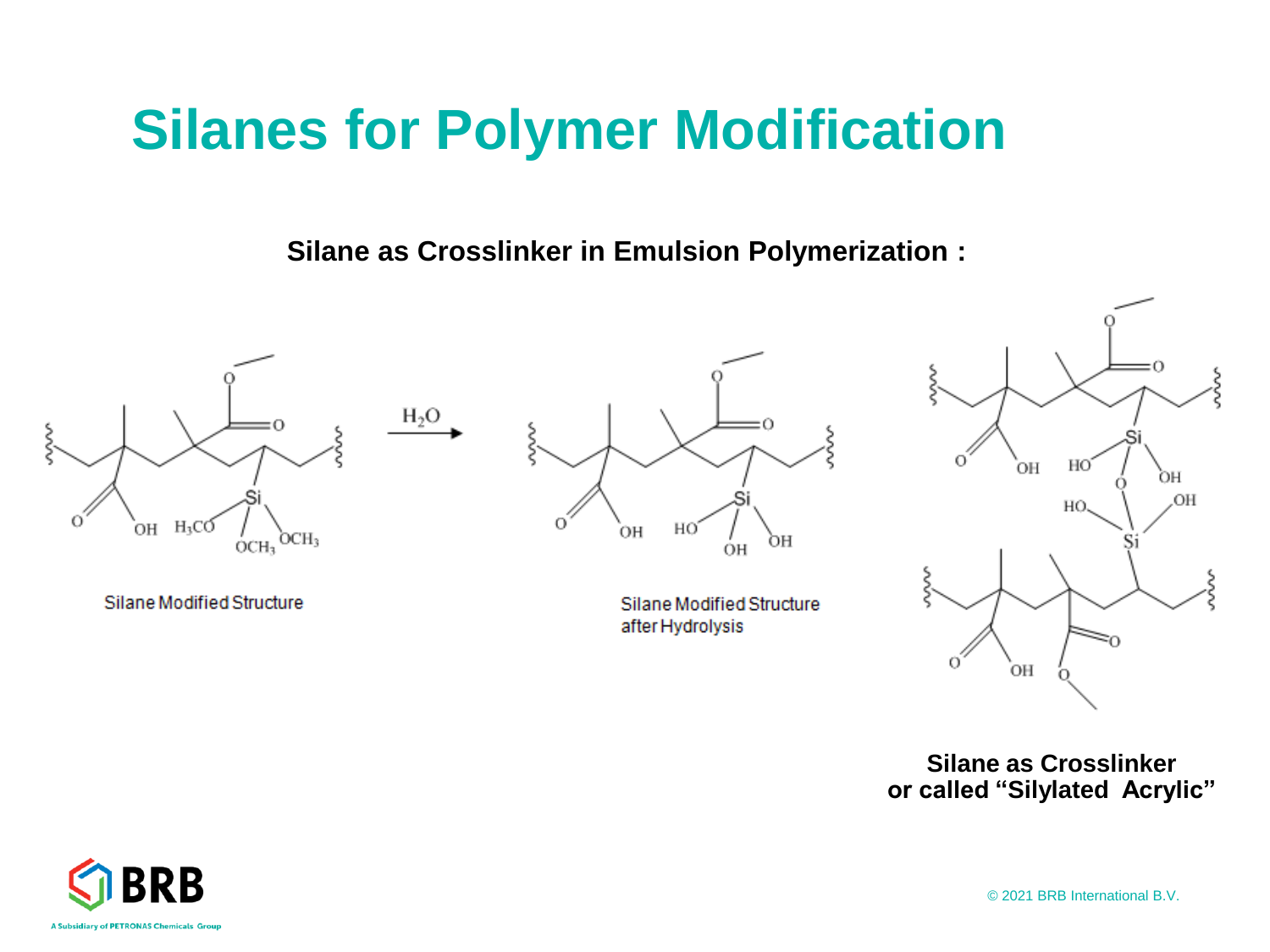# Silanes for Polymer Modification

**Silane as Crosslinker in Emulsion Polymerization :**

$H_2O$

Silane Modified Structure

Silane Modified Structure after Hydrolysis

**Silane as Crosslinker or called "Silylated Acrylic"**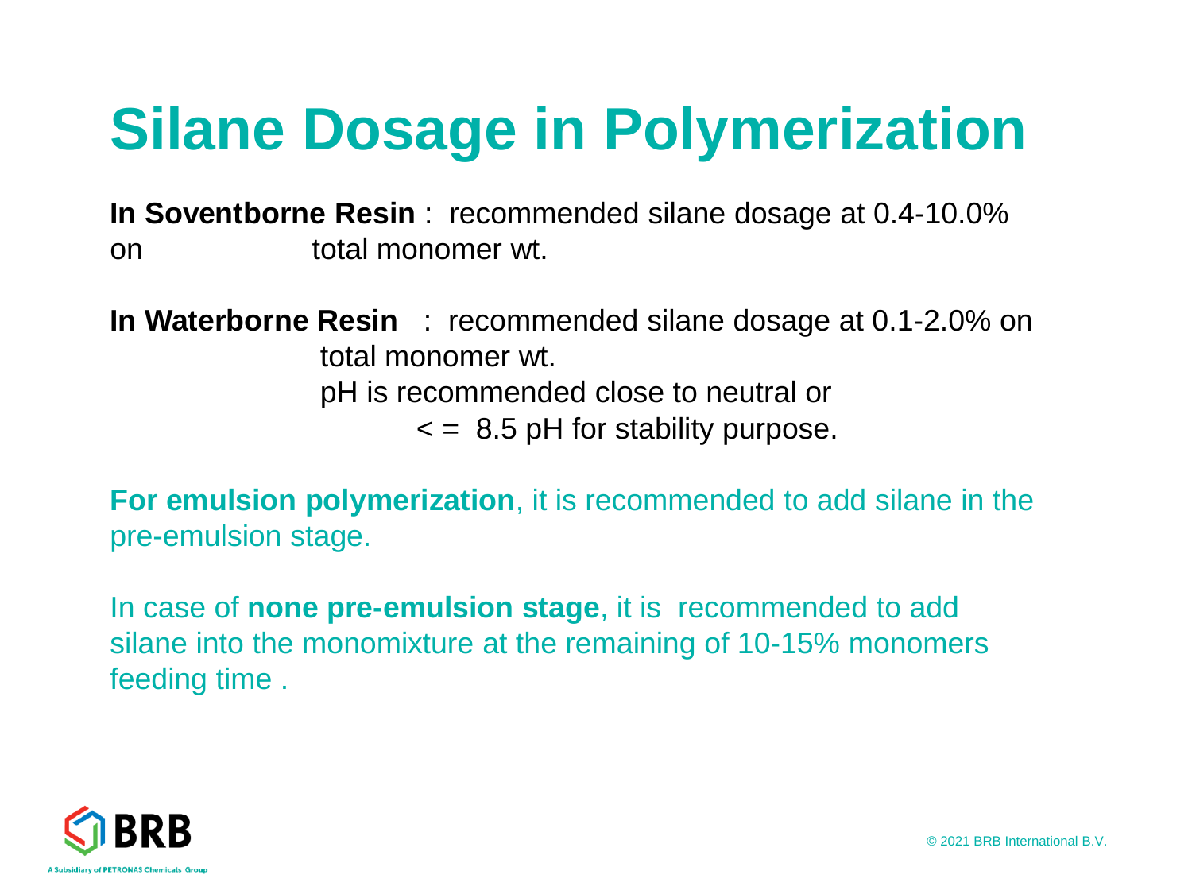# Silane Dosage in Polymerization

**In Soventborne Resin** : recommended silane dosage at 0.4-10.0% on total monomer wt.

**In Waterborne Resin** : recommended silane dosage at 0.1-2.0% on total monomer wt.
pH is recommended close to neutral or < = 8.5 pH for stability purpose.

**For emulsion polymerization**, it is recommended to add silane in the pre-emulsion stage.

In case of **none pre-emulsion stage**, it is recommended to add silane into the monomixture at the remaining of 10-15% monomers feeding time .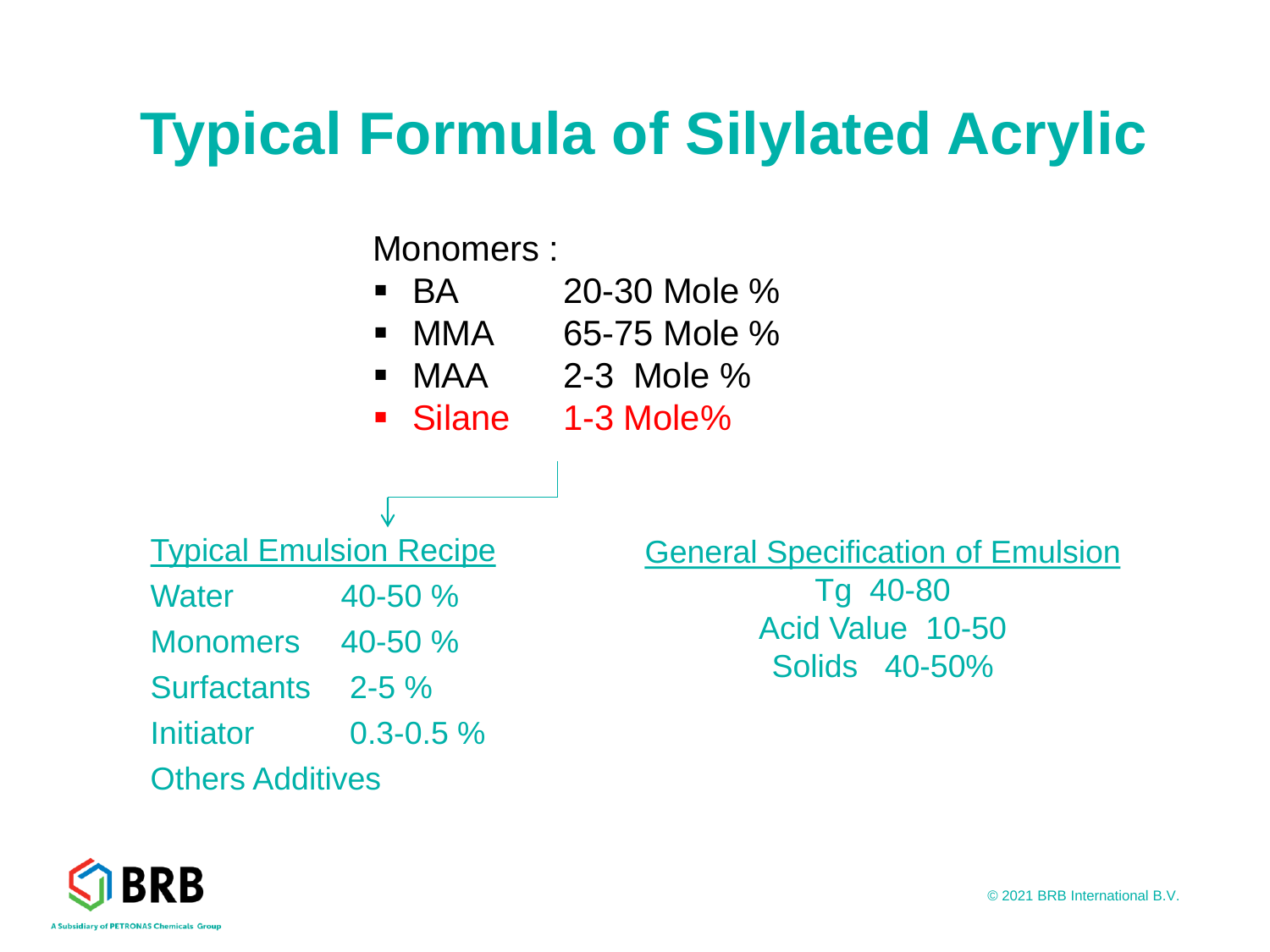# Typical Formula of Silylated Acrylic

Monomers :

- BA 20-30 Mole %
- MMA 65-75 Mole %
- MAA 2-3 Mole %
- Silane 1-3 Mole%

Typical Emulsion Recipe

| | |
|---|---|
| Water | 40-50 % |
| Monomers | 40-50 % |
| Surfactants | 2-5 % |
| Initiator | 0.3-0.5 % |
| Others Additives | |

General Specification of Emulsion

Tg 40-80

Acid Value 10-50

Solids 40-50%

BRB

A Subsidiary of PETRONAS Chemicals Group

© 2021 BRB International B.V.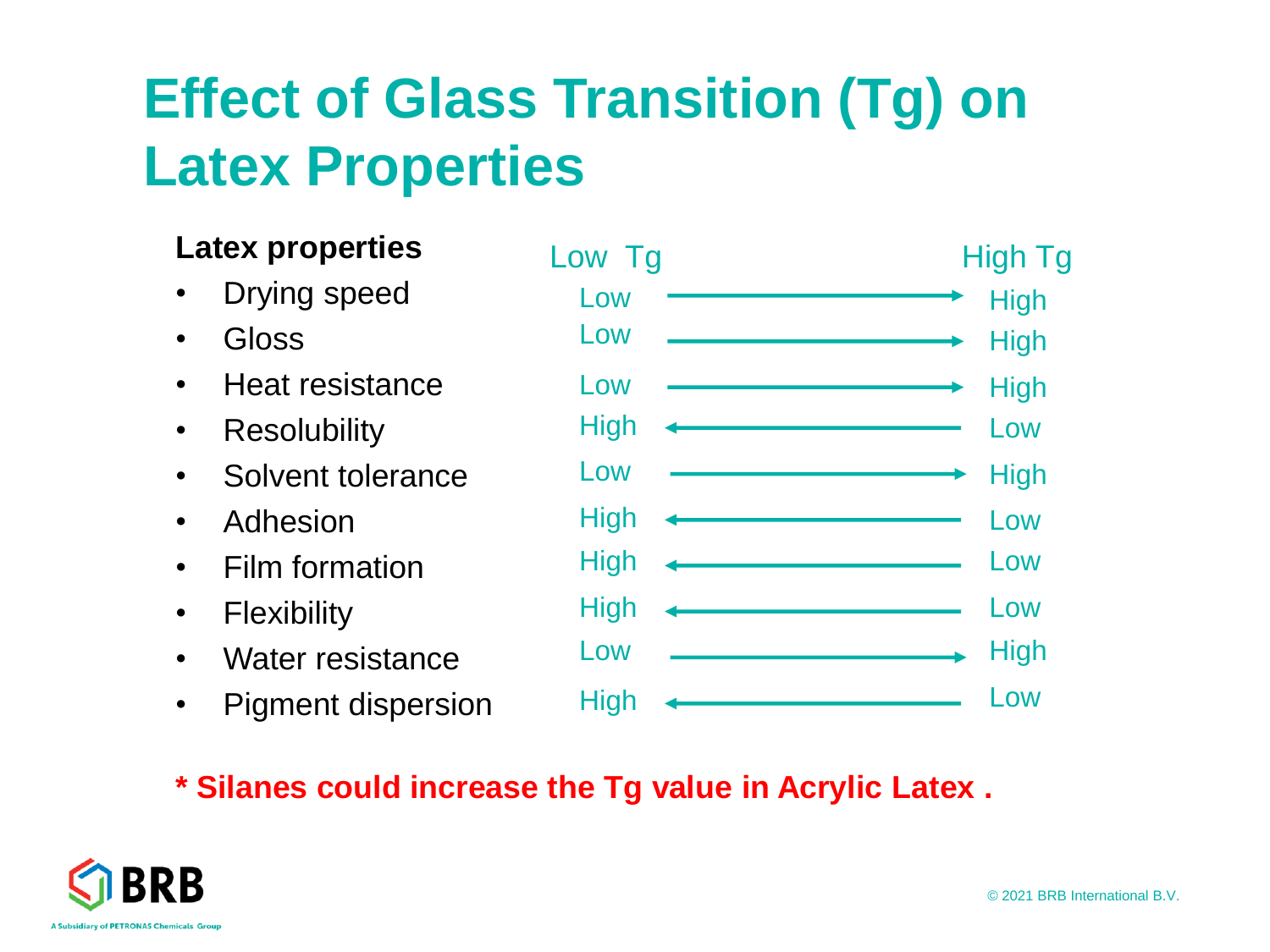# Effect of Glass Transition (Tg) on Latex Properties

| Latex properties | Low Tg | | High Tg |
| --- | --- | --- | --- |
| Drying speed | Low | → | High |
| Gloss | Low | → | High |
| Heat resistance | Low | → | High |
| Resolubility | High | ← | Low |
| Solvent tolerance | Low | → | High |
| Adhesion | High | ← | Low |
| Film formation | High | ← | Low |
| Flexibility | High | ← | Low |
| Water resistance | Low | → | High |
| Pigment dispersion | High | ← | Low |

*** Silanes could increase the Tg value in Acrylic Latex .**

BRB

A Subsidiary of PETRONAS Chemicals Group

© 2021 BRB International B.V.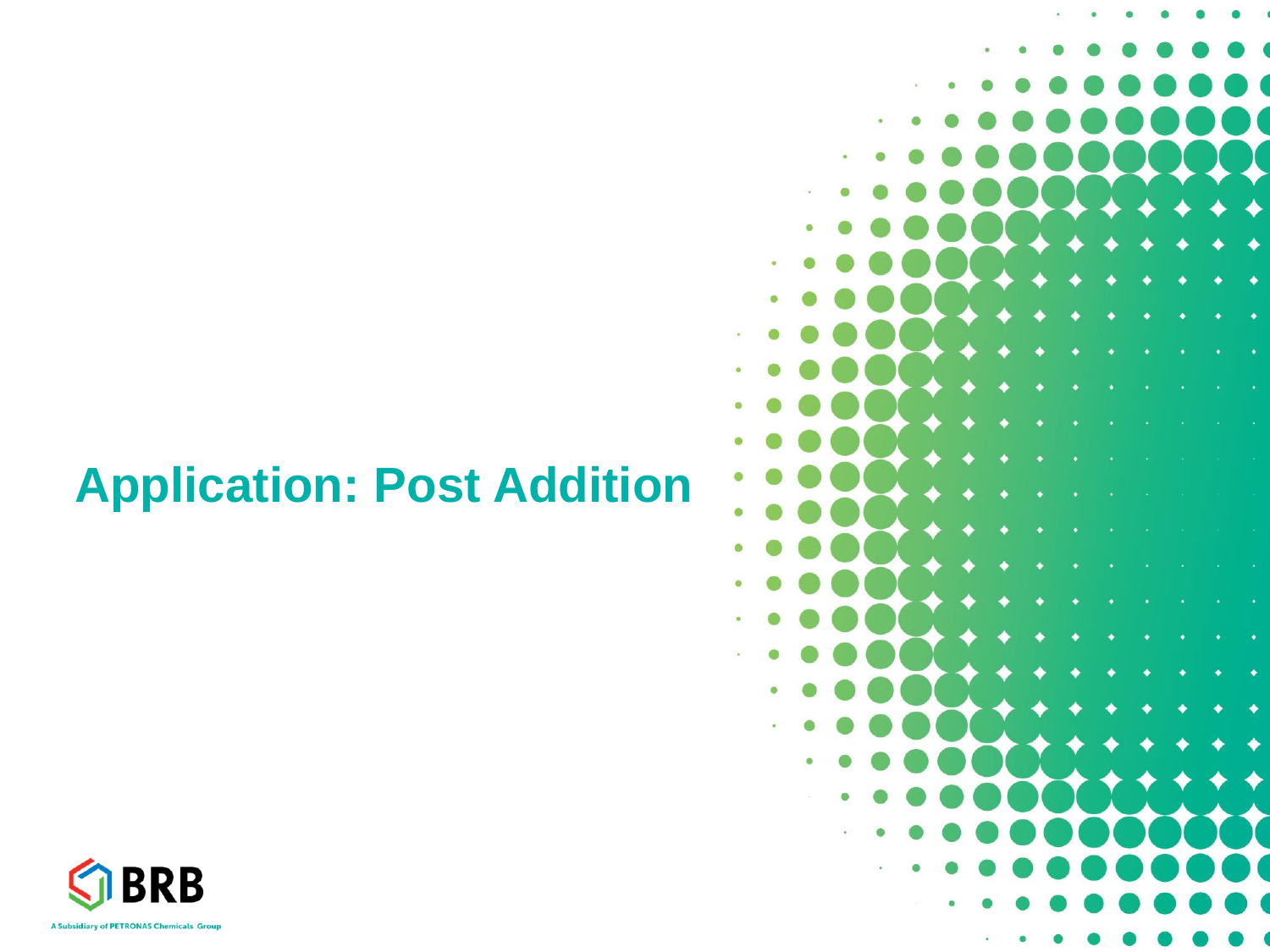# Application: Post Addition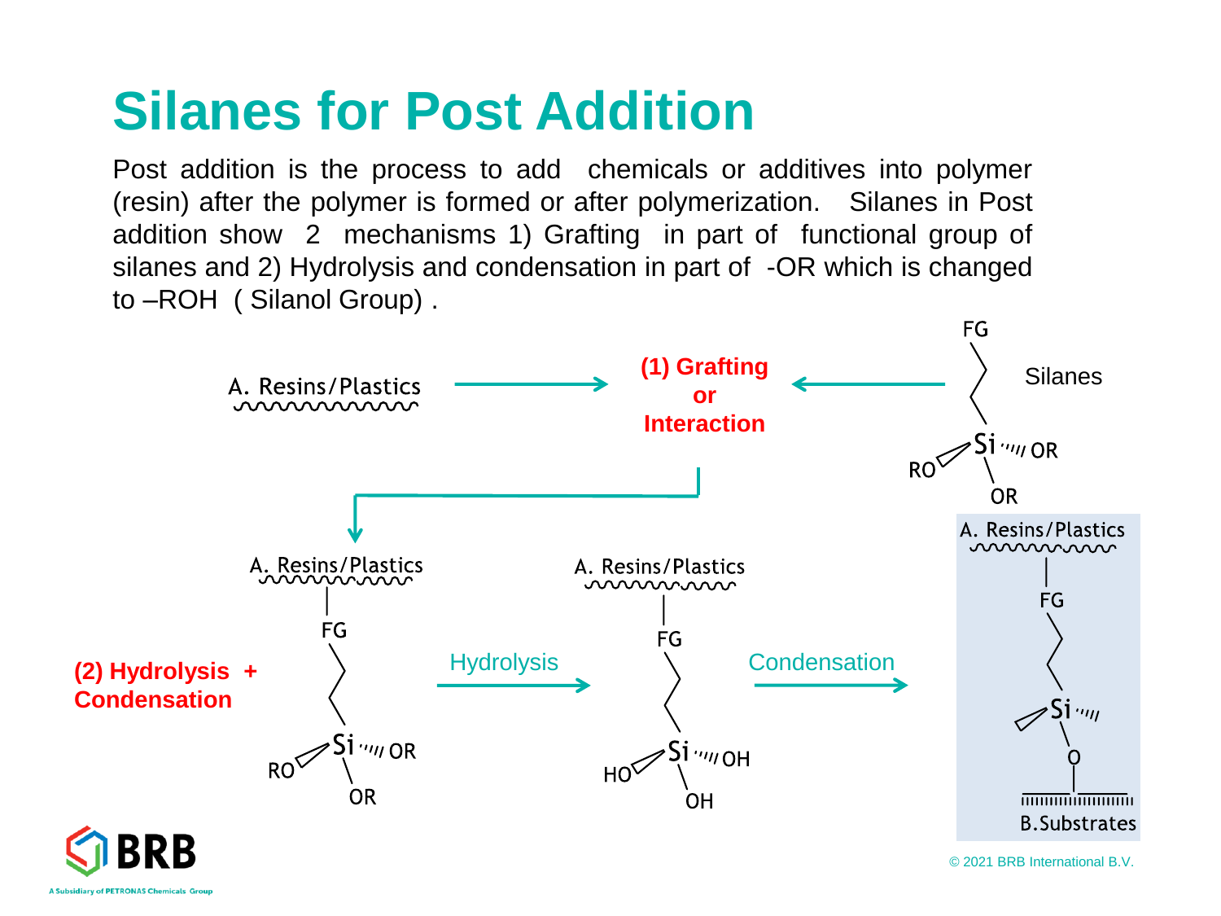# Silanes for Post Addition

Post addition is the process to add chemicals or additives into polymer (resin) after the polymer is formed or after polymerization. Silanes in Post addition show 2 mechanisms 1) Grafting in part of functional group of silanes and 2) Hydrolysis and condensation in part of -OR which is changed to –ROH ( Silanol Group) .

A. Resins/Plastics → **(1) Grafting or Interaction** ← Silanes

**(2) Hydrolysis + Condensation**

Hydrolysis

Condensation

B.Substrates

© 2021 BRB International B.V.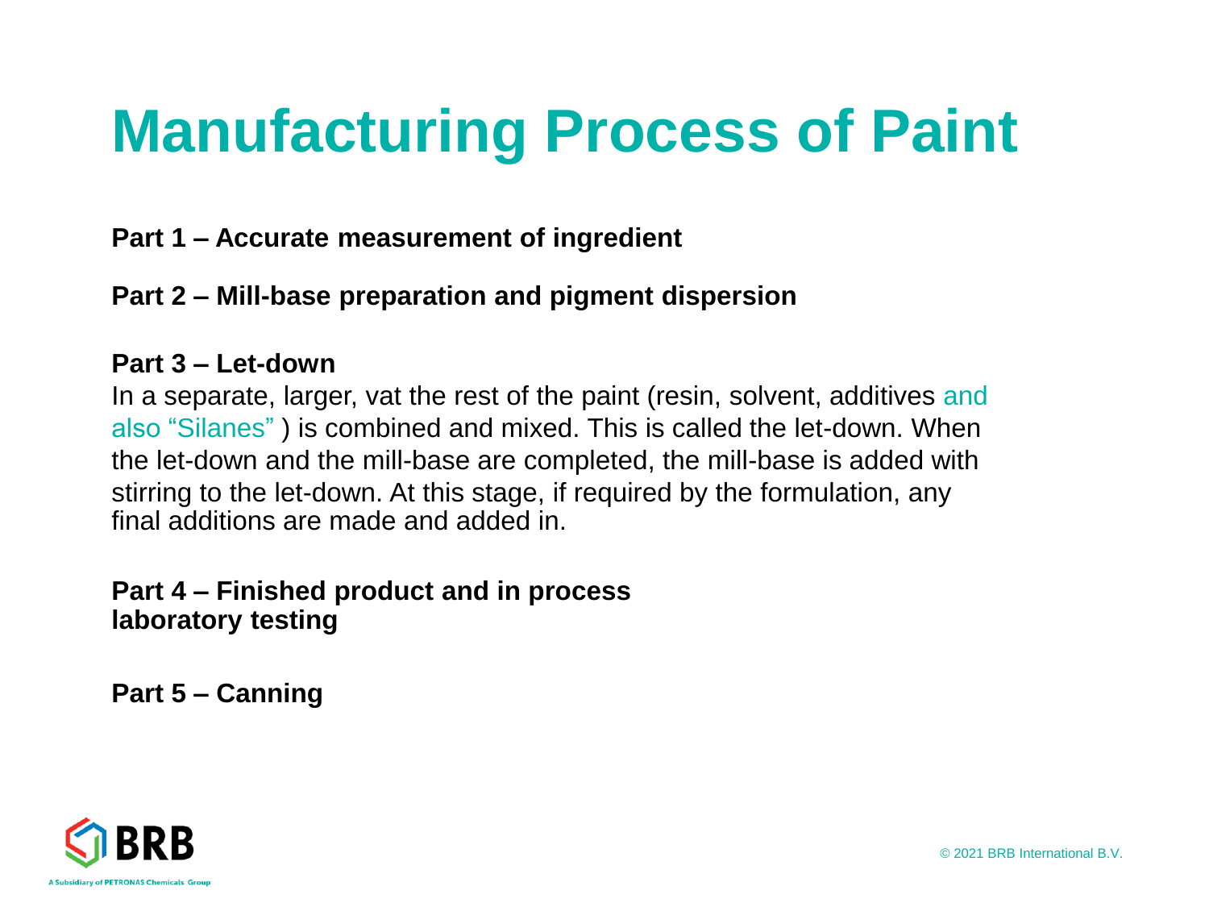# Manufacturing Process of Paint

**Part 1 – Accurate measurement of ingredient**

**Part 2 – Mill-base preparation and pigment dispersion**

**Part 3 – Let-down**

In a separate, larger, vat the rest of the paint (resin, solvent, additives and also "Silanes" ) is combined and mixed. This is called the let-down. When the let-down and the mill-base are completed, the mill-base is added with stirring to the let-down. At this stage, if required by the formulation, any final additions are made and added in.

**Part 4 – Finished product and in process laboratory testing**

**Part 5 – Canning**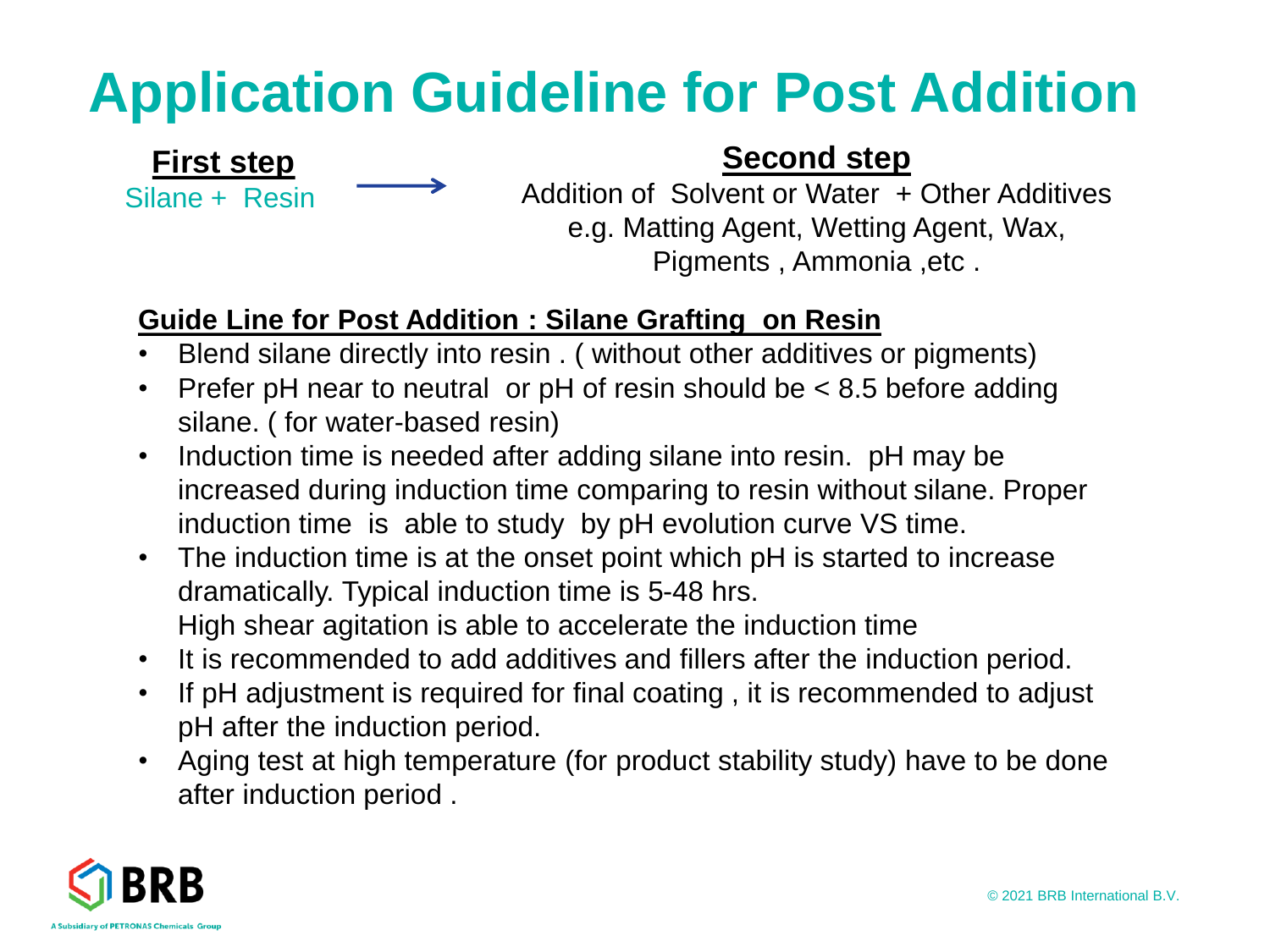# Application Guideline for Post Addition

**First step**

Silane + Resin →

**Second step**

Addition of Solvent or Water + Other Additives
e.g. Matting Agent, Wetting Agent, Wax,
Pigments , Ammonia ,etc .

**Guide Line for Post Addition : Silane Grafting on Resin**

- Blend silane directly into resin . ( without other additives or pigments)
- Prefer pH near to neutral or pH of resin should be < 8.5 before adding silane. ( for water-based resin)
- Induction time is needed after adding silane into resin. pH may be increased during induction time comparing to resin without silane. Proper induction time is able to study by pH evolution curve VS time.
- The induction time is at the onset point which pH is started to increase dramatically. Typical induction time is 5-48 hrs.
  High shear agitation is able to accelerate the induction time
- It is recommended to add additives and fillers after the induction period.
- If pH adjustment is required for final coating , it is recommended to adjust pH after the induction period.
- Aging test at high temperature (for product stability study) have to be done after induction period .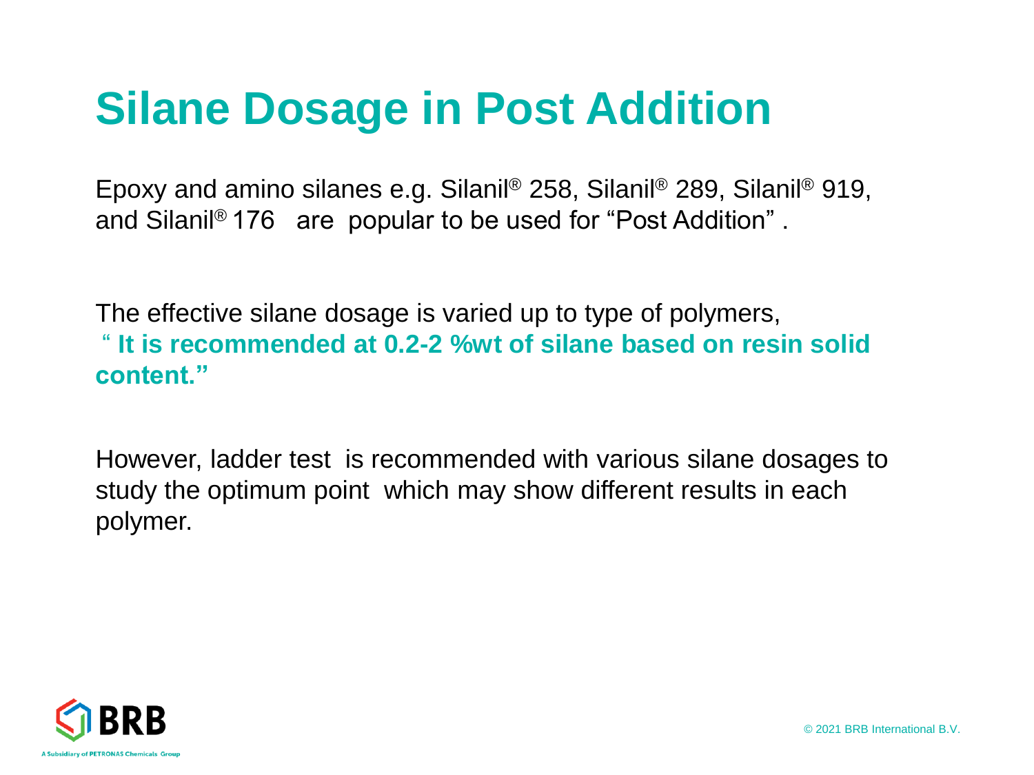# Silane Dosage in Post Addition

Epoxy and amino silanes e.g. Silanil® 258, Silanil® 289, Silanil® 919, and Silanil® 176 are popular to be used for "Post Addition" .

The effective silane dosage is varied up to type of polymers, **" It is recommended at 0.2-2 %wt of silane based on resin solid content."**

However, ladder test is recommended with various silane dosages to study the optimum point which may show different results in each polymer.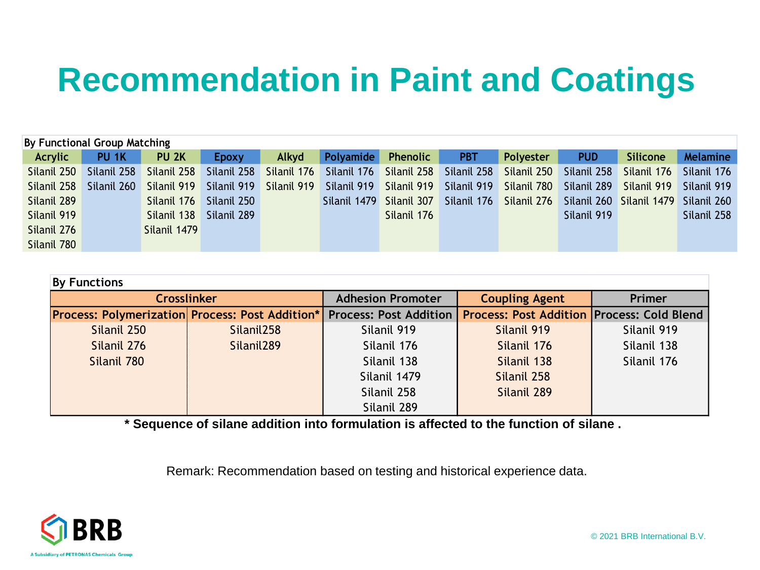# Recommendation in Paint and Coatings

**By Functional Group Matching**

| Acrylic | PU 1K | PU 2K | Epoxy | Alkyd | Polyamide | Phenolic | PBT | Polyester | PUD | Silicone | Melamine |
|---|---|---|---|---|---|---|---|---|---|---|---|
| Silanil 250 | Silanil 258 | Silanil 258 | Silanil 258 | Silanil 176 | Silanil 176 | Silanil 258 | Silanil 258 | Silanil 250 | Silanil 258 | Silanil 176 | Silanil 176 |
| Silanil 258 | Silanil 260 | Silanil 919 | Silanil 919 | Silanil 919 | Silanil 919 | Silanil 919 | Silanil 919 | Silanil 780 | Silanil 289 | Silanil 919 | Silanil 919 |
| Silanil 289 | | Silanil 176 | Silanil 250 | | Silanil 1479 | Silanil 307 | Silanil 176 | Silanil 276 | Silanil 260 | Silanil 1479 | Silanil 260 |
| Silanil 919 | | Silanil 138 | Silanil 289 | | | Silanil 176 | | | Silanil 919 | | Silanil 258 |
| Silanil 276 | | Silanil 1479 | | | | | | | | | |
| Silanil 780 | | | | | | | | | | | |

**By Functions**

| Crosslinker | | Adhesion Promoter | Coupling Agent | Primer |
|---|---|---|---|---|
| Process: Polymerization | Process: Post Addition* | Process: Post Addition | Process: Post Addition | Process: Cold Blend |
| Silanil 250 | Silanil258 | Silanil 919 | Silanil 919 | Silanil 919 |
| Silanil 276 | Silanil289 | Silanil 176 | Silanil 176 | Silanil 138 |
| Silanil 780 | | Silanil 138 | Silanil 138 | Silanil 176 |
| | | Silanil 1479 | Silanil 258 | |
| | | Silanil 258 | Silanil 289 | |
| | | Silanil 289 | | |

**\* Sequence of silane addition into formulation is affected to the function of silane .**

Remark: Recommendation based on testing and historical experience data.

BRB
A Subsidiary of PETRONAS Chemicals Group

© 2021 BRB International B.V.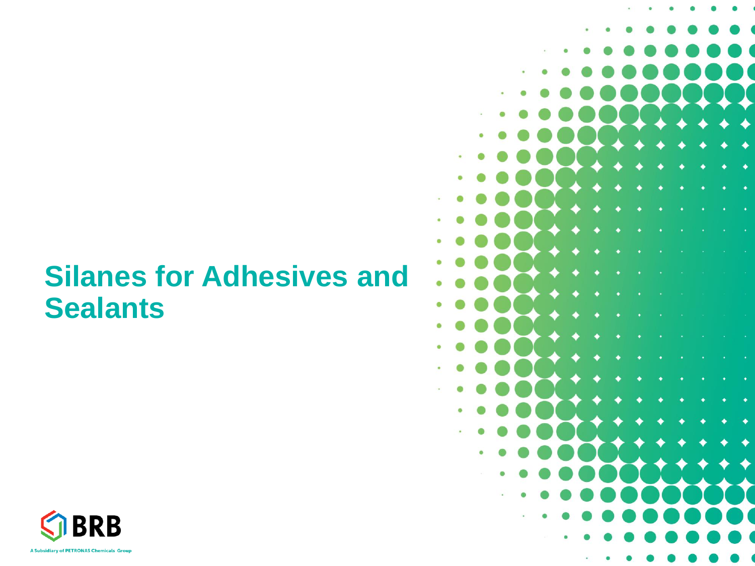# Silanes for Adhesives and Sealants

BRB

A Subsidiary of PETRONAS Chemicals Group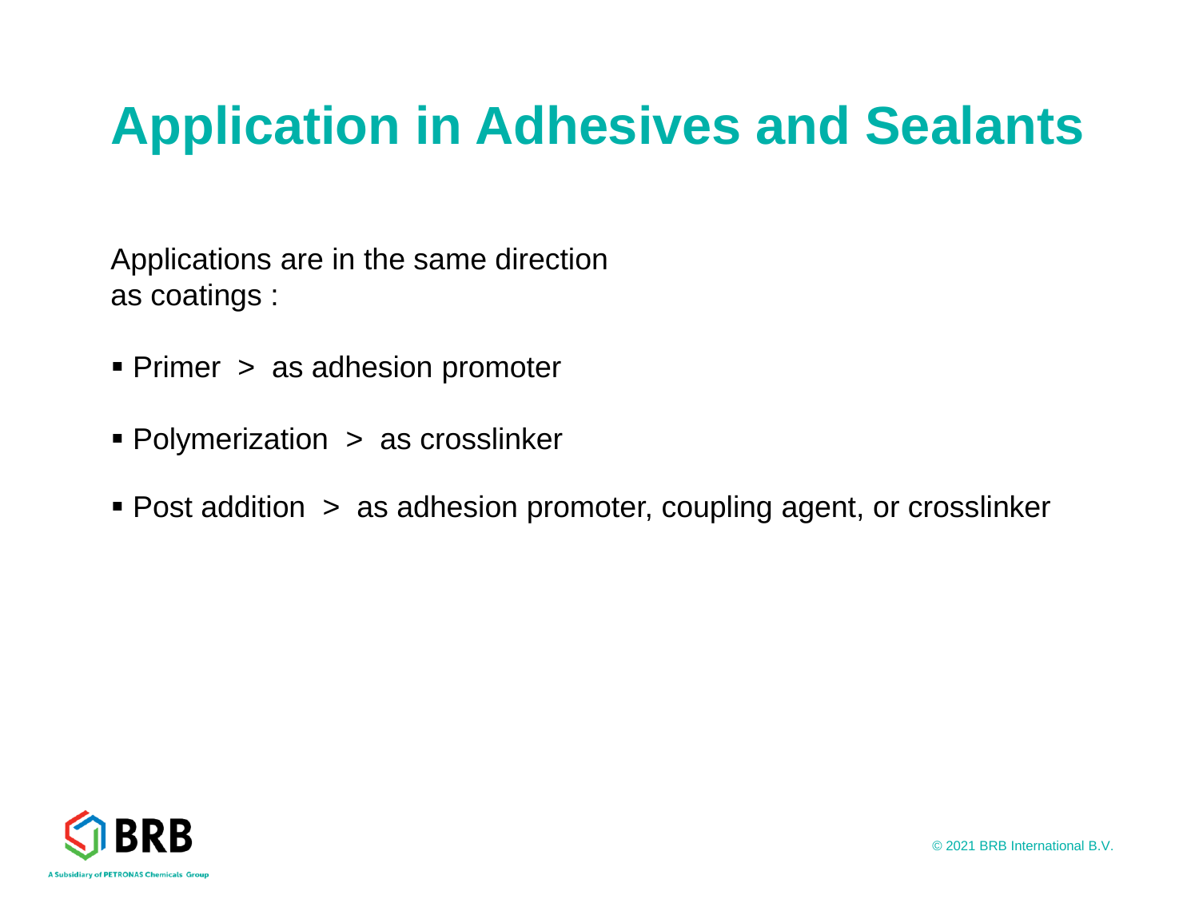# Application in Adhesives and Sealants

Applications are in the same direction as coatings :

- Primer > as adhesion promoter
- Polymerization > as crosslinker
- Post addition > as adhesion promoter, coupling agent, or crosslinker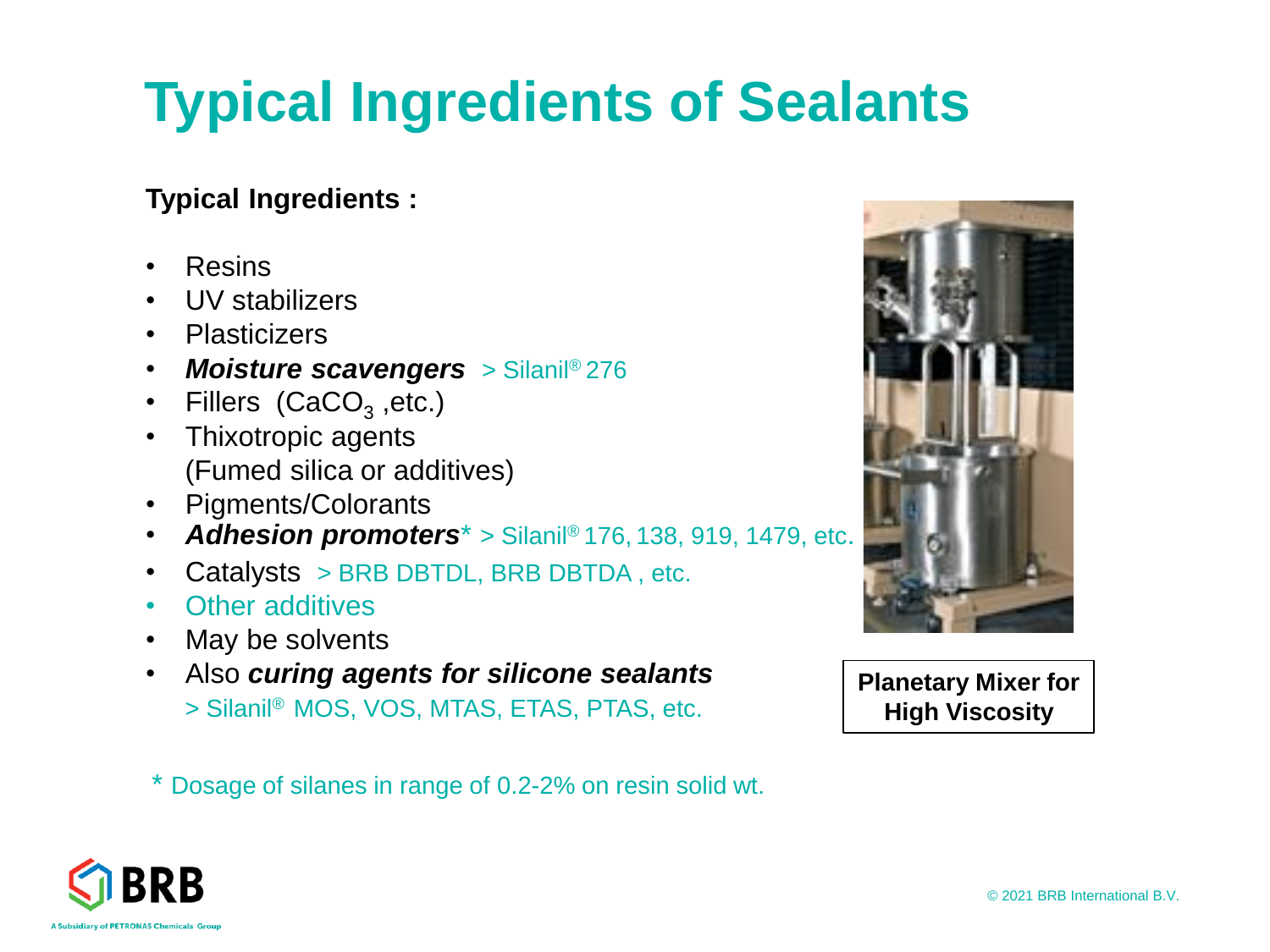# Typical Ingredients of Sealants

**Typical Ingredients :**

- Resins
- UV stabilizers
- Plasticizers
- ***Moisture scavengers*** > Silanil® 276
- Fillers ($CaCO_3$ ,etc.)
- Thixotropic agents (Fumed silica or additives)
- Pigments/Colorants
- ***Adhesion promoters**** > Silanil® 176, 138, 919, 1479, etc.
- Catalysts > BRB DBTDL, BRB DBTDA , etc.
- Other additives
- May be solvents
- Also ***curing agents for silicone sealants*** > Silanil® MOS, VOS, MTAS, ETAS, PTAS, etc.

**Planetary Mixer for High Viscosity**

* Dosage of silanes in range of 0.2-2% on resin solid wt.

© 2021 BRB International B.V.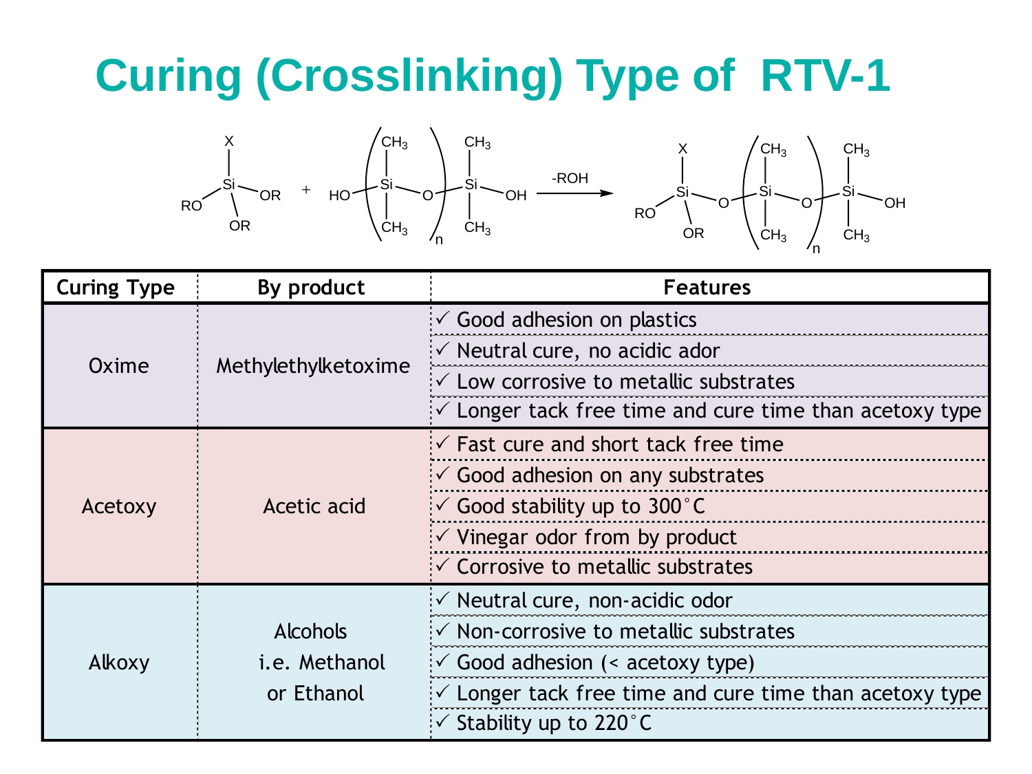# Curing (Crosslinking) Type of RTV-1

$$\mathrm{X{-}Si(OR)_3} + \mathrm{HO}{\left(\mathrm{Si(CH_3)_2{-}O}\right)}_n\mathrm{{-}Si(CH_3)_2{-}OH} \xrightarrow{-\mathrm{ROH}} \mathrm{X{-}Si(OR)_2{-}O}{\left(\mathrm{Si(CH_3)_2{-}O}\right)}_n\mathrm{{-}Si(CH_3)_2{-}OH}$$

| Curing Type | By product | Features |
|---|---|---|
| Oxime | Methylethylketoxime | ✓ Good adhesion on plastics<br>✓ Neutral cure, no acidic ador<br>✓ Low corrosive to metallic substrates<br>✓ Longer tack free time and cure time than acetoxy type |
| Acetoxy | Acetic acid | ✓ Fast cure and short tack free time<br>✓ Good adhesion on any substrates<br>✓ Good stability up to 300˚C<br>✓ Vinegar odor from by product<br>✓ Corrosive to metallic substrates |
| Alkoxy | Alcohols i.e. Methanol or Ethanol | ✓ Neutral cure, non-acidic odor<br>✓ Non-corrosive to metallic substrates<br>✓ Good adhesion (< acetoxy type)<br>✓ Longer tack free time and cure time than acetoxy type<br>✓ Stability up to 220˚C |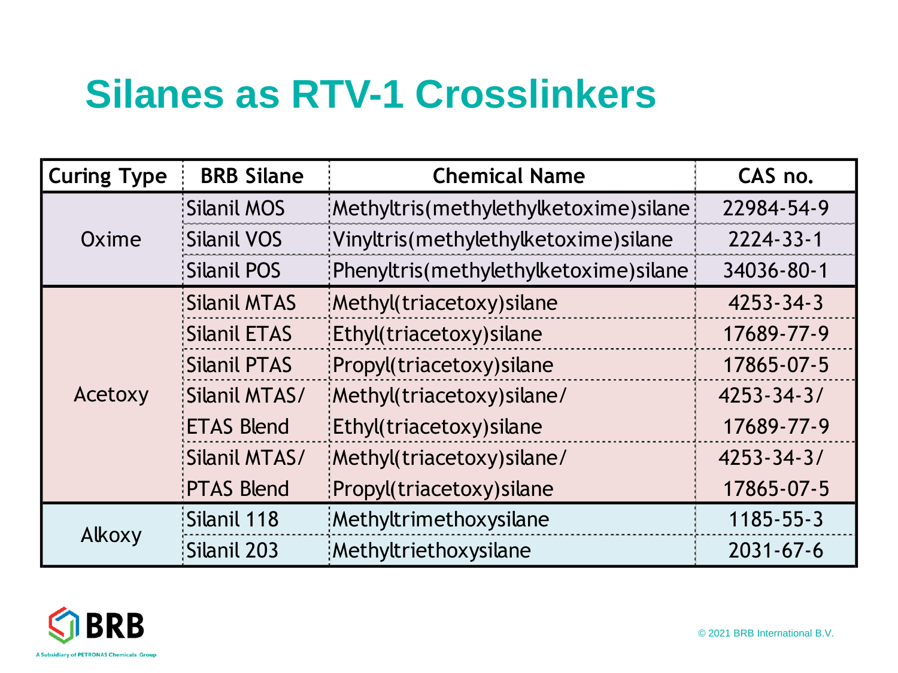# Silanes as RTV-1 Crosslinkers

| Curing Type | BRB Silane | Chemical Name | CAS no. |
|---|---|---|---|
| Oxime | Silanil MOS | Methyltris(methylethylketoxime)silane | 22984-54-9 |
| | Silanil VOS | Vinyltris(methylethylketoxime)silane | 2224-33-1 |
| | Silanil POS | Phenyltris(methylethylketoxime)silane | 34036-80-1 |
| Acetoxy | Silanil MTAS | Methyl(triacetoxy)silane | 4253-34-3 |
| | Silanil ETAS | Ethyl(triacetoxy)silane | 17689-77-9 |
| | Silanil PTAS | Propyl(triacetoxy)silane | 17865-07-5 |
| | Silanil MTAS/ ETAS Blend | Methyl(triacetoxy)silane/ Ethyl(triacetoxy)silane | 4253-34-3/ 17689-77-9 |
| | Silanil MTAS/ PTAS Blend | Methyl(triacetoxy)silane/ Propyl(triacetoxy)silane | 4253-34-3/ 17865-07-5 |
| Alkoxy | Silanil 118 | Methyltrimethoxysilane | 1185-55-3 |
| | Silanil 203 | Methyltriethoxysilane | 2031-67-6 |

BRB

A Subsidiary of PETRONAS Chemicals Group

© 2021 BRB International B.V.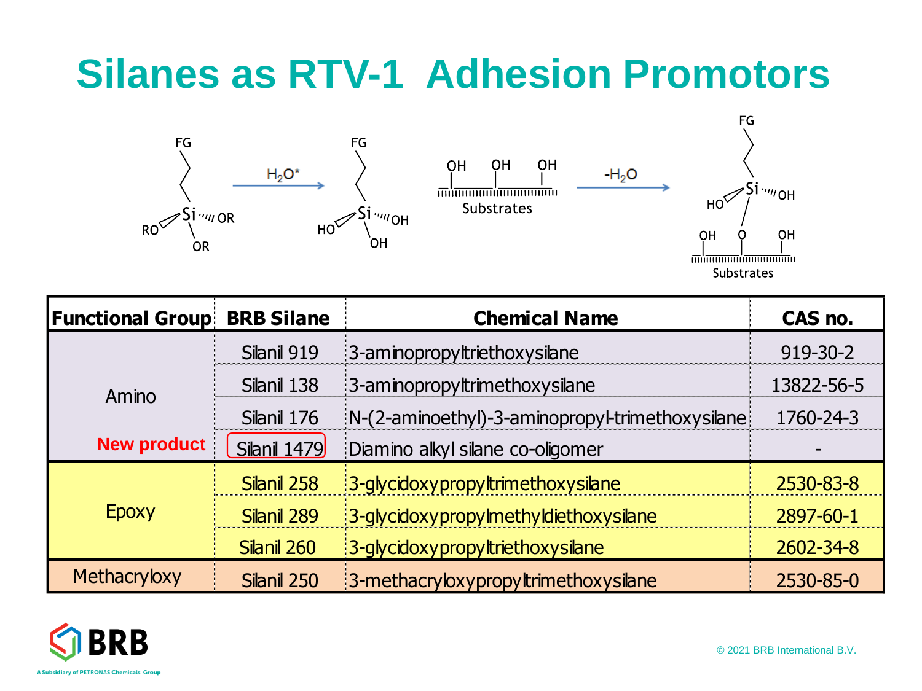# Silanes as RTV-1 Adhesion Promotors

| Functional Group | BRB Silane | Chemical Name | CAS no. |
|---|---|---|---|
| Amino | Silanil 919 | 3-aminopropyltriethoxysilane | 919-30-2 |
| | Silanil 138 | 3-aminopropyltrimethoxysilane | 13822-56-5 |
| | Silanil 176 | N-(2-aminoethyl)-3-aminopropyl-trimethoxysilane | 1760-24-3 |
| **New product** | Silanil 1479 | Diamino alkyl silane co-oligomer | - |
| Epoxy | Silanil 258 | 3-glycidoxypropyltrimethoxysilane | 2530-83-8 |
| | Silanil 289 | 3-glycidoxypropylmethyldiethoxysilane | 2897-60-1 |
| | Silanil 260 | 3-glycidoxypropyltriethoxysilane | 2602-34-8 |
| Methacryloxy | Silanil 250 | 3-methacryloxypropyltrimethoxysilane | 2530-85-0 |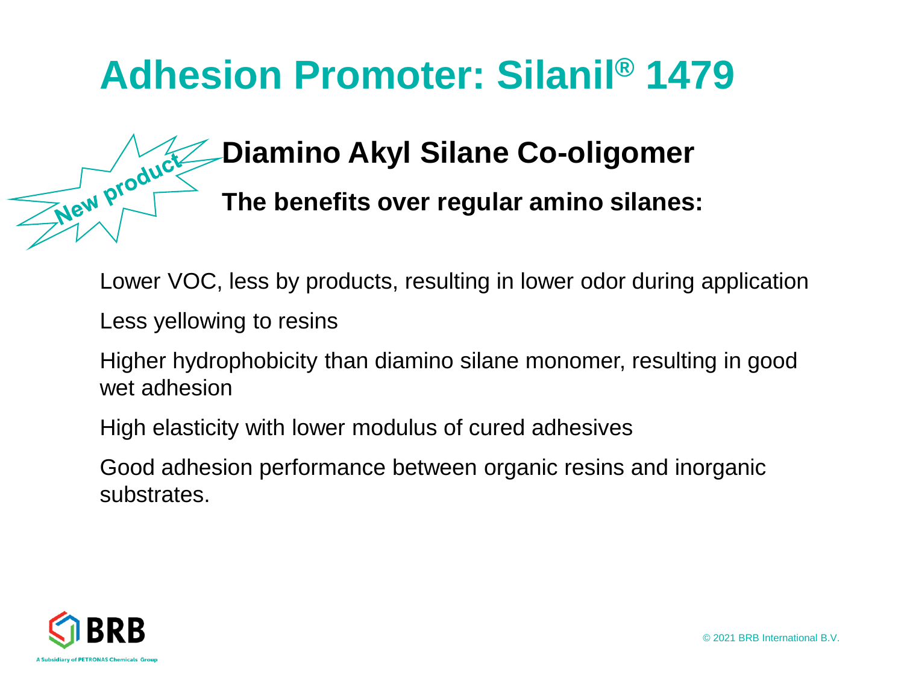# Adhesion Promoter: Silanil® 1479

New product

## Diamino Akyl Silane Co-oligomer

**The benefits over regular amino silanes:**

Lower VOC, less by products, resulting in lower odor during application

Less yellowing to resins

Higher hydrophobicity than diamino silane monomer, resulting in good wet adhesion

High elasticity with lower modulus of cured adhesives

Good adhesion performance between organic resins and inorganic substrates.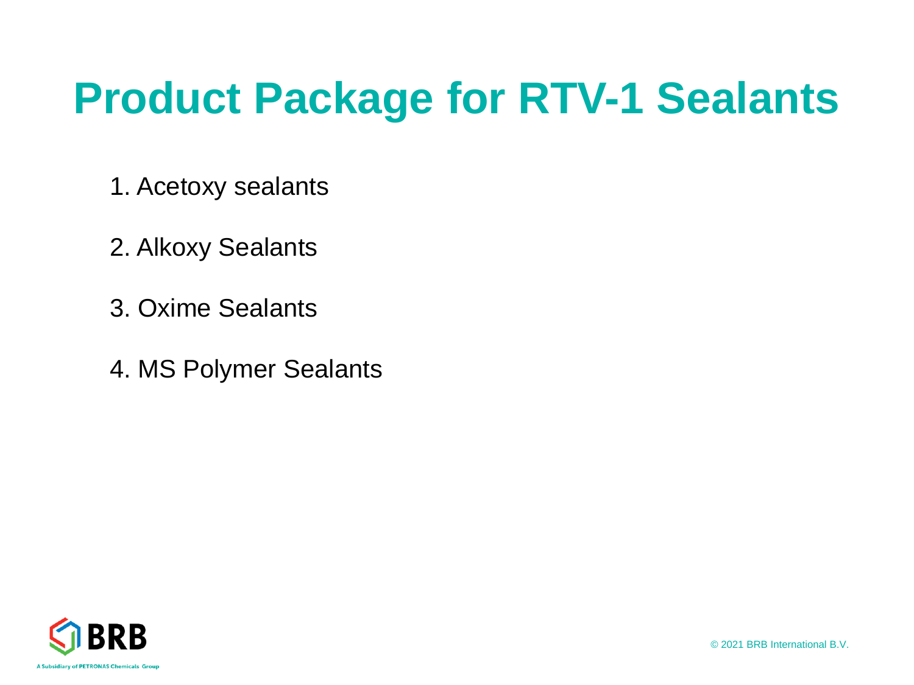# Product Package for RTV-1 Sealants

1. Acetoxy sealants

2. Alkoxy Sealants

3. Oxime Sealants

4. MS Polymer Sealants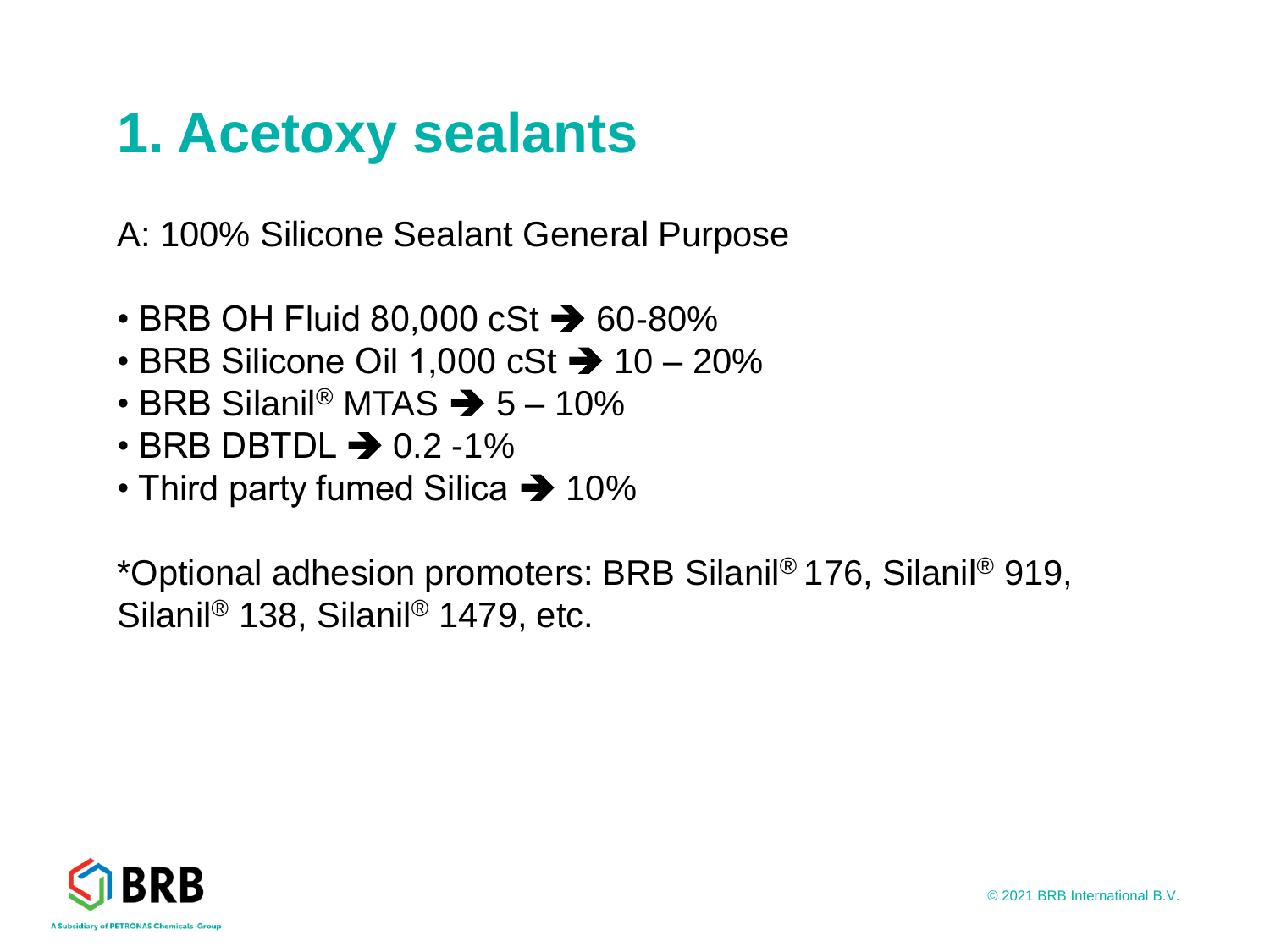# 1. Acetoxy sealants

A: 100% Silicone Sealant General Purpose

- BRB OH Fluid 80,000 cSt ➔ 60-80%
- BRB Silicone Oil 1,000 cSt ➔ 10 – 20%
- BRB Silanil® MTAS ➔ 5 – 10%
- BRB DBTDL ➔ 0.2 -1%
- Third party fumed Silica ➔ 10%

*Optional adhesion promoters: BRB Silanil® 176, Silanil® 919, Silanil® 138, Silanil® 1479, etc.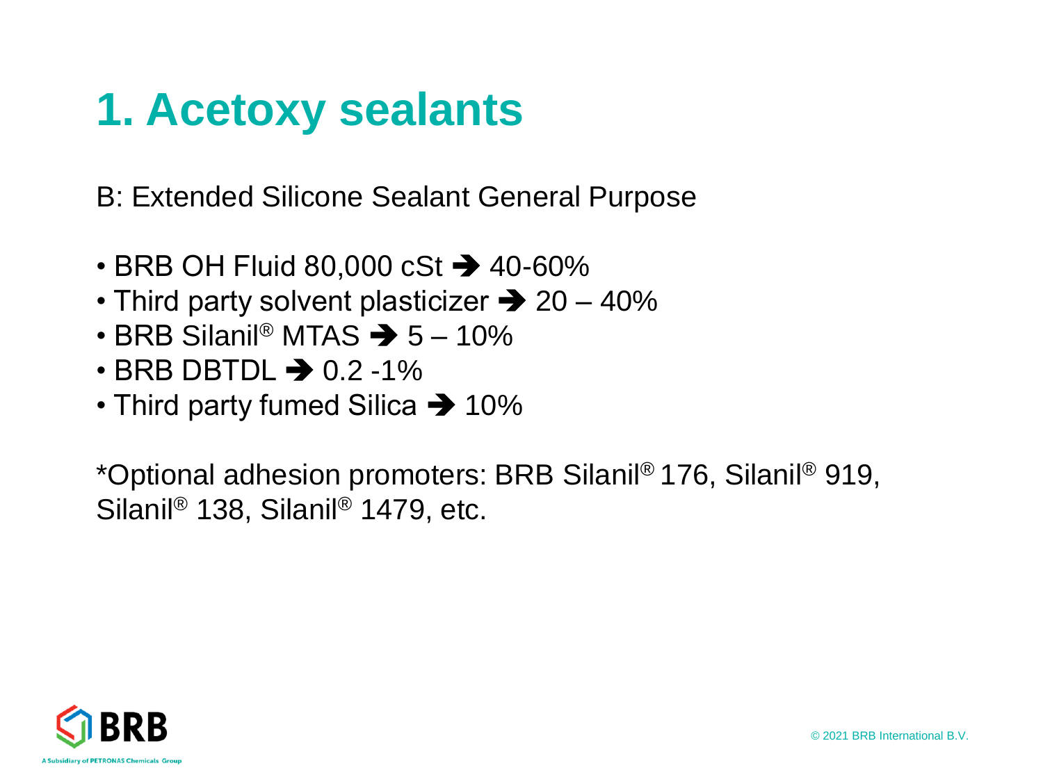# 1. Acetoxy sealants

B: Extended Silicone Sealant General Purpose

- BRB OH Fluid 80,000 cSt ➔ 40-60%
- Third party solvent plasticizer ➔ 20 – 40%
- BRB Silanil® MTAS ➔ 5 – 10%
- BRB DBTDL ➔ 0.2 -1%
- Third party fumed Silica ➔ 10%

*Optional adhesion promoters: BRB Silanil® 176, Silanil® 919, Silanil® 138, Silanil® 1479, etc.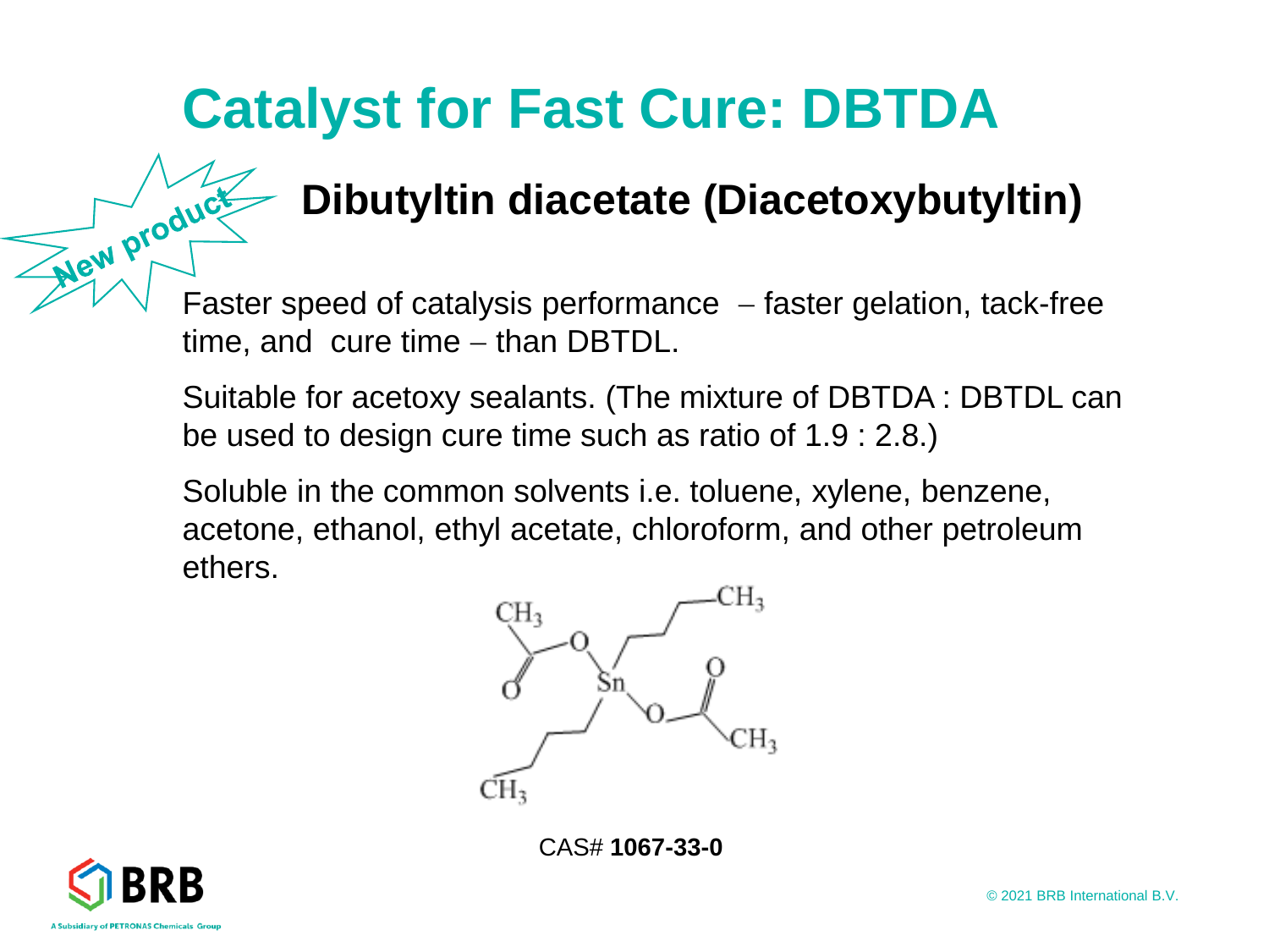# Catalyst for Fast Cure: DBTDA

New product

## Dibutyltin diacetate (Diacetoxybutyltin)

Faster speed of catalysis performance – faster gelation, tack-free time, and cure time – than DBTDL.

Suitable for acetoxy sealants. (The mixture of DBTDA : DBTDL can be used to design cure time such as ratio of 1.9 : 2.8.)

Soluble in the common solvents i.e. toluene, xylene, benzene, acetone, ethanol, ethyl acetate, chloroform, and other petroleum ethers.

CAS# **1067-33-0**

© 2021 BRB International B.V.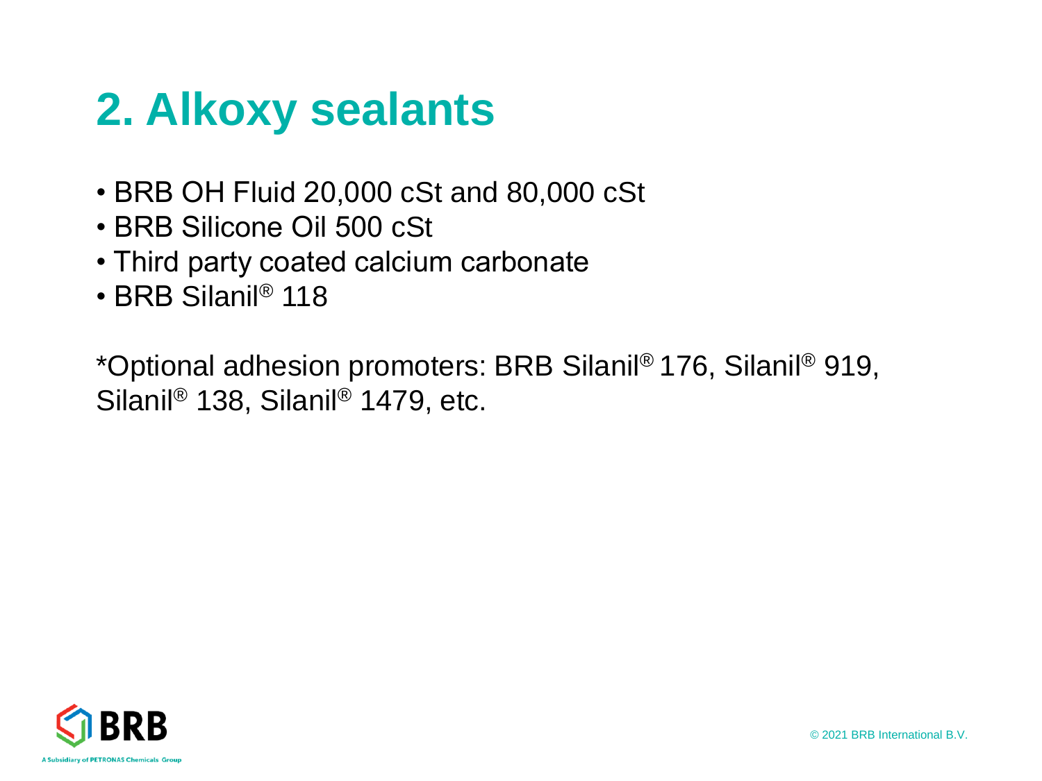# 2. Alkoxy sealants

- BRB OH Fluid 20,000 cSt and 80,000 cSt
- BRB Silicone Oil 500 cSt
- Third party coated calcium carbonate
- BRB Silanil® 118

*Optional adhesion promoters: BRB Silanil® 176, Silanil® 919, Silanil® 138, Silanil® 1479, etc.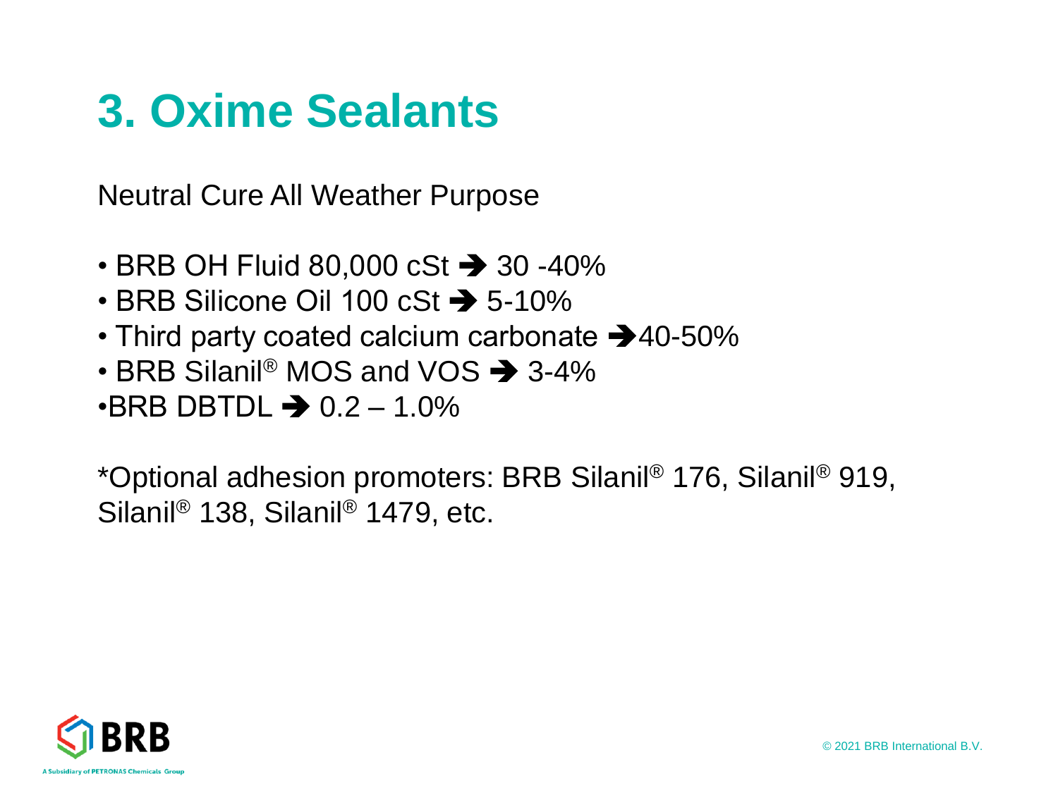# 3. Oxime Sealants

Neutral Cure All Weather Purpose

- BRB OH Fluid 80,000 cSt ➔ 30 -40%
- BRB Silicone Oil 100 cSt ➔ 5-10%
- Third party coated calcium carbonate ➔40-50%
- BRB Silanil® MOS and VOS ➔ 3-4%
- BRB DBTDL ➔ 0.2 – 1.0%

*Optional adhesion promoters: BRB Silanil® 176, Silanil® 919, Silanil® 138, Silanil® 1479, etc.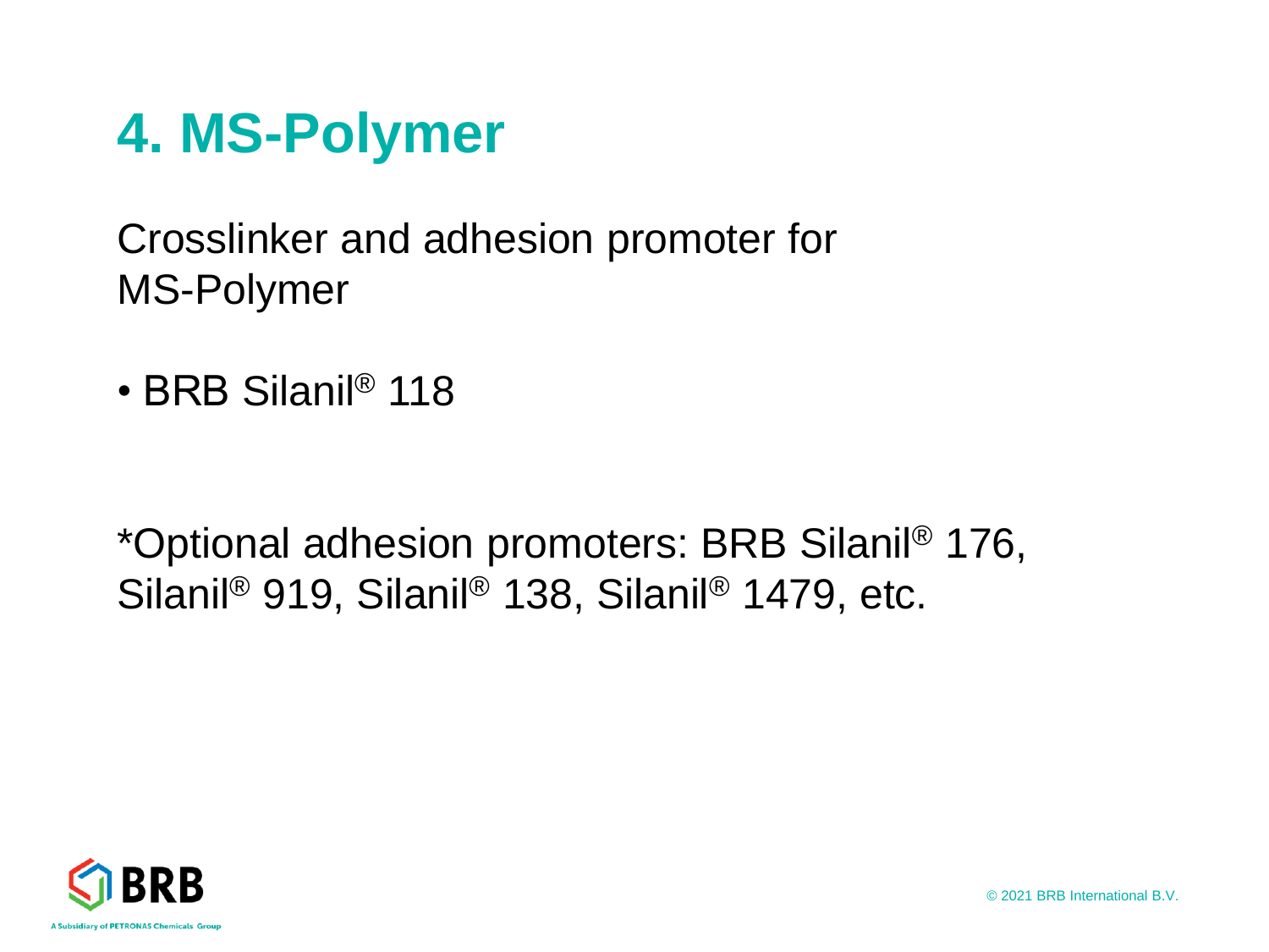# 4. MS-Polymer

Crosslinker and adhesion promoter for MS-Polymer

- BRB Silanil® 118

*Optional adhesion promoters: BRB Silanil® 176, Silanil® 919, Silanil® 138, Silanil® 1479, etc.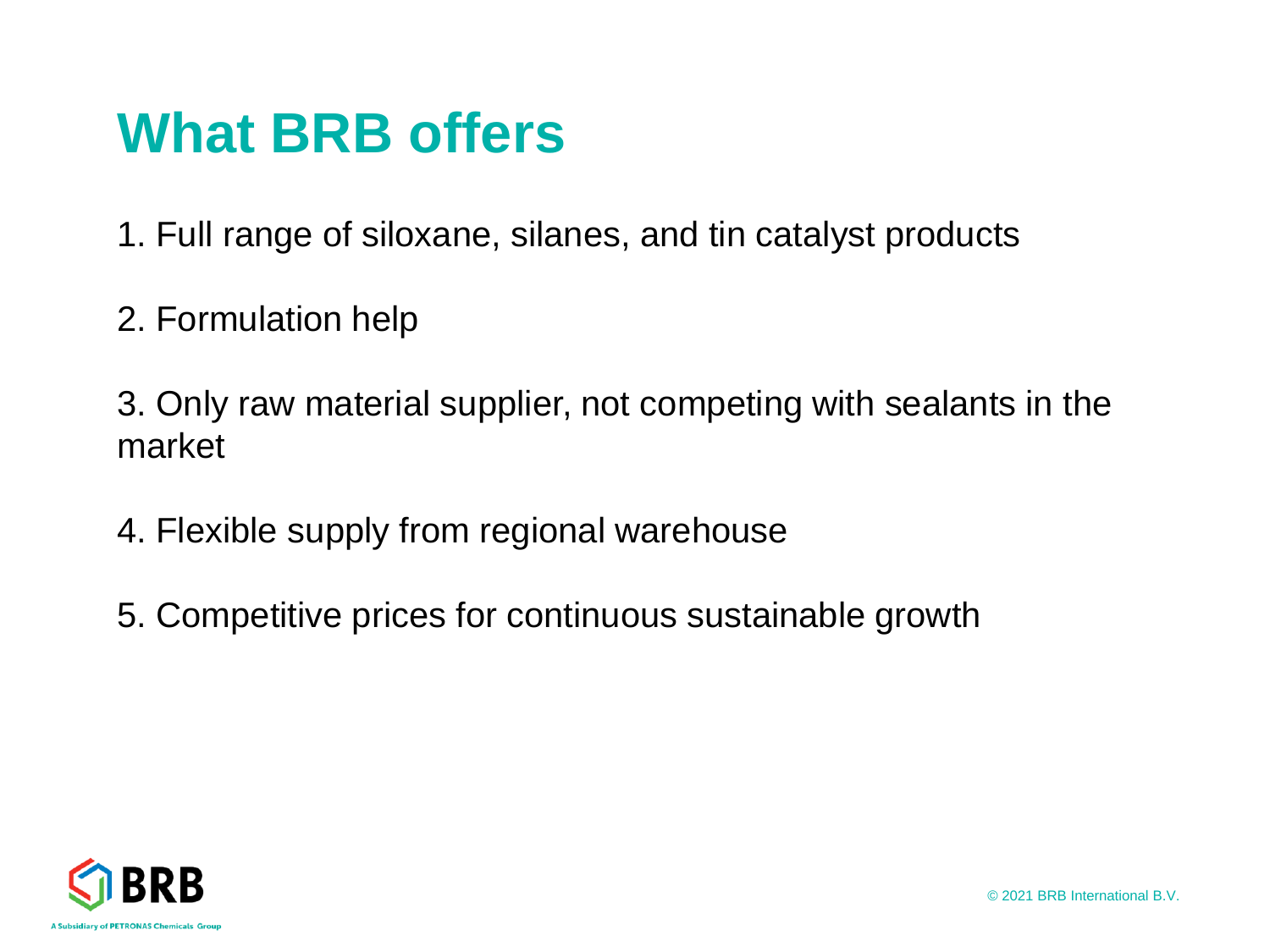# What BRB offers

1. Full range of siloxane, silanes, and tin catalyst products

2. Formulation help

3. Only raw material supplier, not competing with sealants in the market

4. Flexible supply from regional warehouse

5. Competitive prices for continuous sustainable growth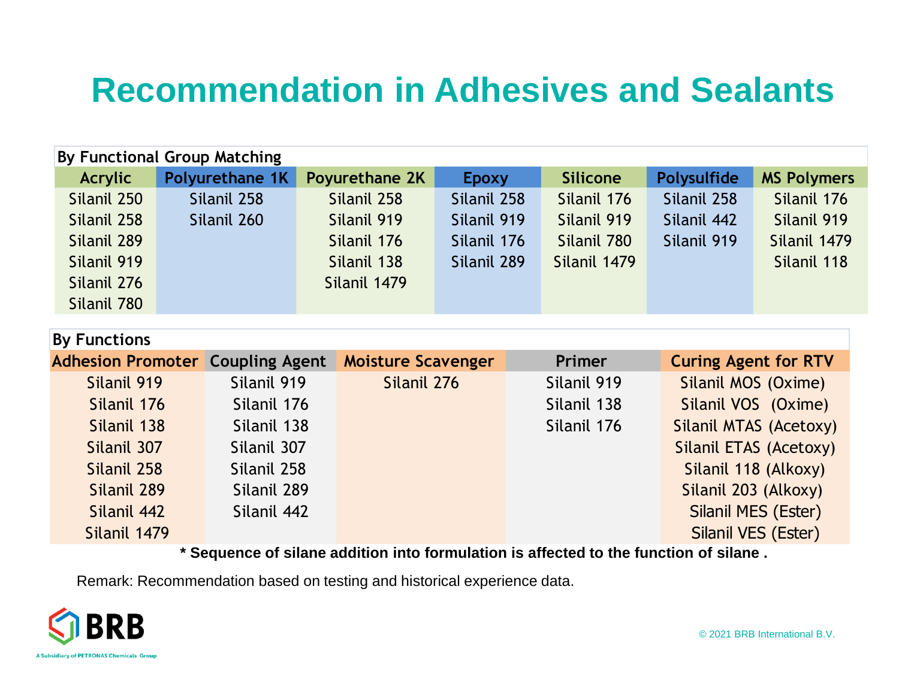# Recommendation in Adhesives and Sealants

**By Functional Group Matching**

| Acrylic | Polyurethane 1K | Poyurethane 2K | Epoxy | Silicone | Polysulfide | MS Polymers |
|---|---|---|---|---|---|---|
| Silanil 250 | Silanil 258 | Silanil 258 | Silanil 258 | Silanil 176 | Silanil 258 | Silanil 176 |
| Silanil 258 | Silanil 260 | Silanil 919 | Silanil 919 | Silanil 919 | Silanil 442 | Silanil 919 |
| Silanil 289 | | Silanil 176 | Silanil 176 | Silanil 780 | Silanil 919 | Silanil 1479 |
| Silanil 919 | | Silanil 138 | Silanil 289 | Silanil 1479 | | Silanil 118 |
| Silanil 276 | | Silanil 1479 | | | | |
| Silanil 780 | | | | | | |

**By Functions**

| Adhesion Promoter | Coupling Agent | Moisture Scavenger | Primer | Curing Agent for RTV |
|---|---|---|---|---|
| Silanil 919 | Silanil 919 | Silanil 276 | Silanil 919 | Silanil MOS (Oxime) |
| Silanil 176 | Silanil 176 | | Silanil 138 | Silanil VOS (Oxime) |
| Silanil 138 | Silanil 138 | | Silanil 176 | Silanil MTAS (Acetoxy) |
| Silanil 307 | Silanil 307 | | | Silanil ETAS (Acetoxy) |
| Silanil 258 | Silanil 258 | | | Silanil 118 (Alkoxy) |
| Silanil 289 | Silanil 289 | | | Silanil 203 (Alkoxy) |
| Silanil 442 | Silanil 442 | | | Silanil MES (Ester) |
| Silanil 1479 | | | | Silanil VES (Ester) |

**\* Sequence of silane addition into formulation is affected to the function of silane .**

Remark: Recommendation based on testing and historical experience data.

BRB

A Subsidiary of PETRONAS Chemicals Group

© 2021 BRB International B.V.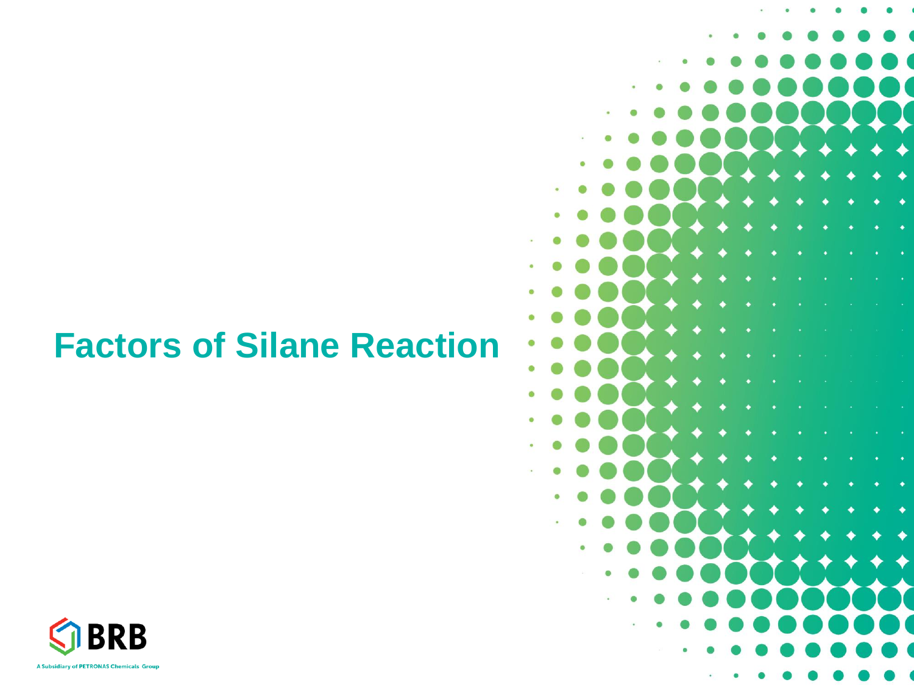# Factors of Silane Reaction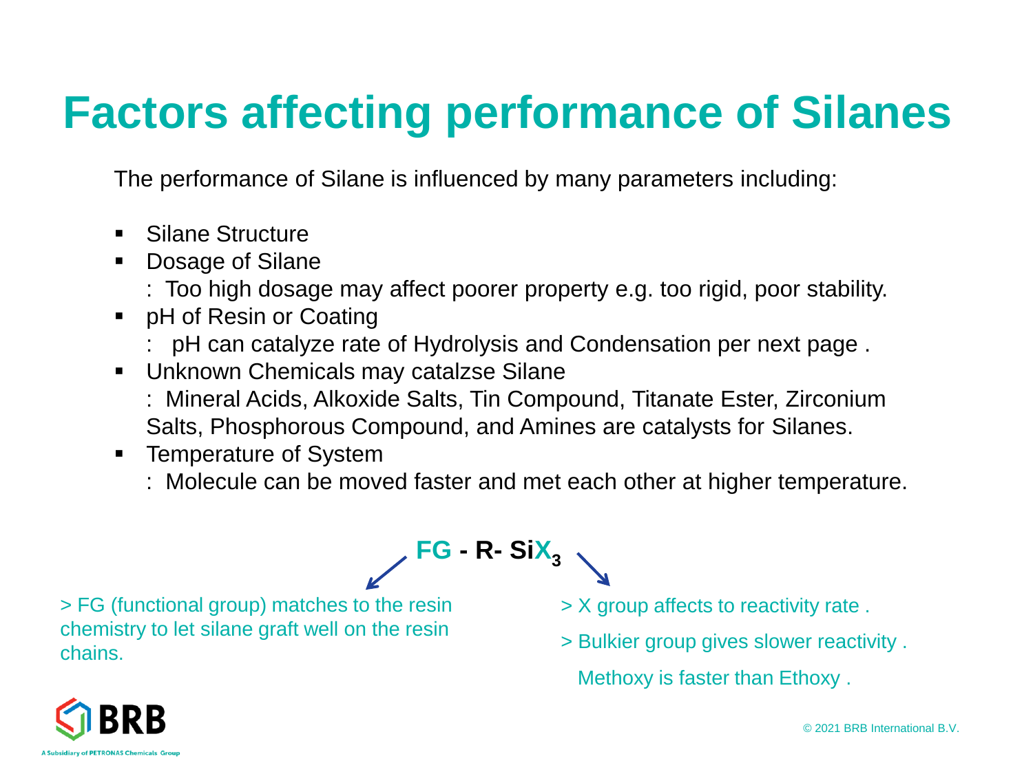# Factors affecting performance of Silanes

The performance of Silane is influenced by many parameters including:

- Silane Structure
- Dosage of Silane
  : Too high dosage may affect poorer property e.g. too rigid, poor stability.
- pH of Resin or Coating
  : pH can catalyze rate of Hydrolysis and Condensation per next page .
- Unknown Chemicals may catalzse Silane
  : Mineral Acids, Alkoxide Salts, Tin Compound, Titanate Ester, Zirconium Salts, Phosphorous Compound, and Amines are catalysts for Silanes.
- Temperature of System
  : Molecule can be moved faster and met each other at higher temperature.

**FG - R- $SiX_3$**

> FG (functional group) matches to the resin chemistry to let silane graft well on the resin chains.

> X group affects to reactivity rate .

> Bulkier group gives slower reactivity .

Methoxy is faster than Ethoxy .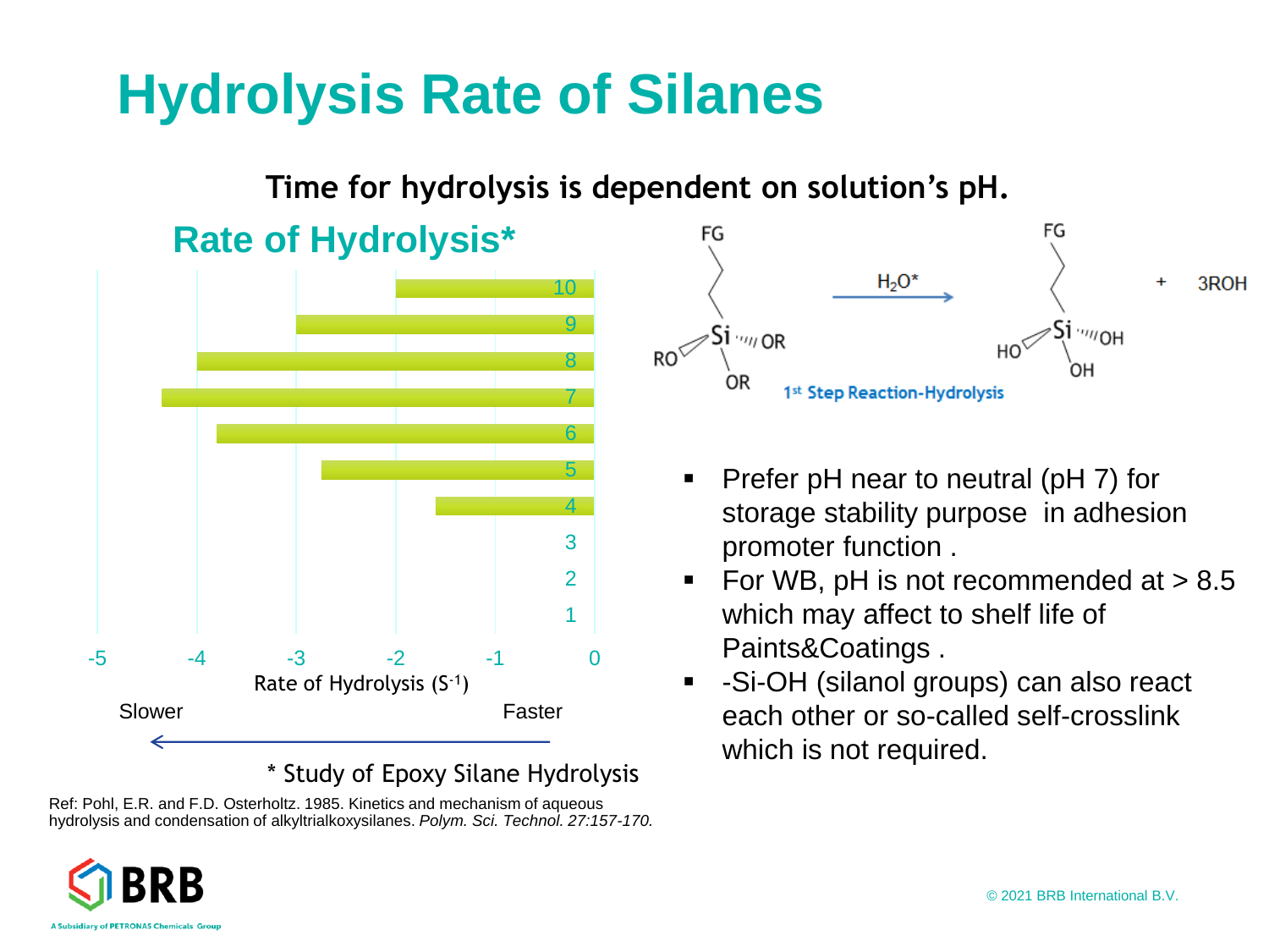# Hydrolysis Rate of Silanes

**Time for hydrolysis is dependent on solution's pH.**

## Rate of Hydrolysis*

| pH | Rate of Hydrolysis ($S^{-1}$) (approx.) |
|---|---|
| 10 | -2 |
| 9 | -3 |
| 8 | -4 |
| 7 | -4.4 |
| 6 | -3.8 |
| 5 | -2.75 |
| 4 | -1.6 |
| 3 | |
| 2 | |
| 1 | |

Rate of Hydrolysis ($S^{-1}$)

Slower ← Faster

\* Study of Epoxy Silane Hydrolysis

Ref: Pohl, E.R. and F.D. Osterholtz. 1985. Kinetics and mechanism of aqueous hydrolysis and condensation of alkyltrialkoxysilanes. *Polym. Sci. Technol. 27:157-170.*

FG–Si(OR)$_3$ $\xrightarrow{H_2O^*}$ FG–Si(OH)$_3$ + 3ROH

1st Step Reaction-Hydrolysis

- Prefer pH near to neutral (pH 7) for storage stability purpose in adhesion promoter function .
- For WB, pH is not recommended at > 8.5 which may affect to shelf life of Paints&Coatings .
- -Si-OH (silanol groups) can also react each other or so-called self-crosslink which is not required.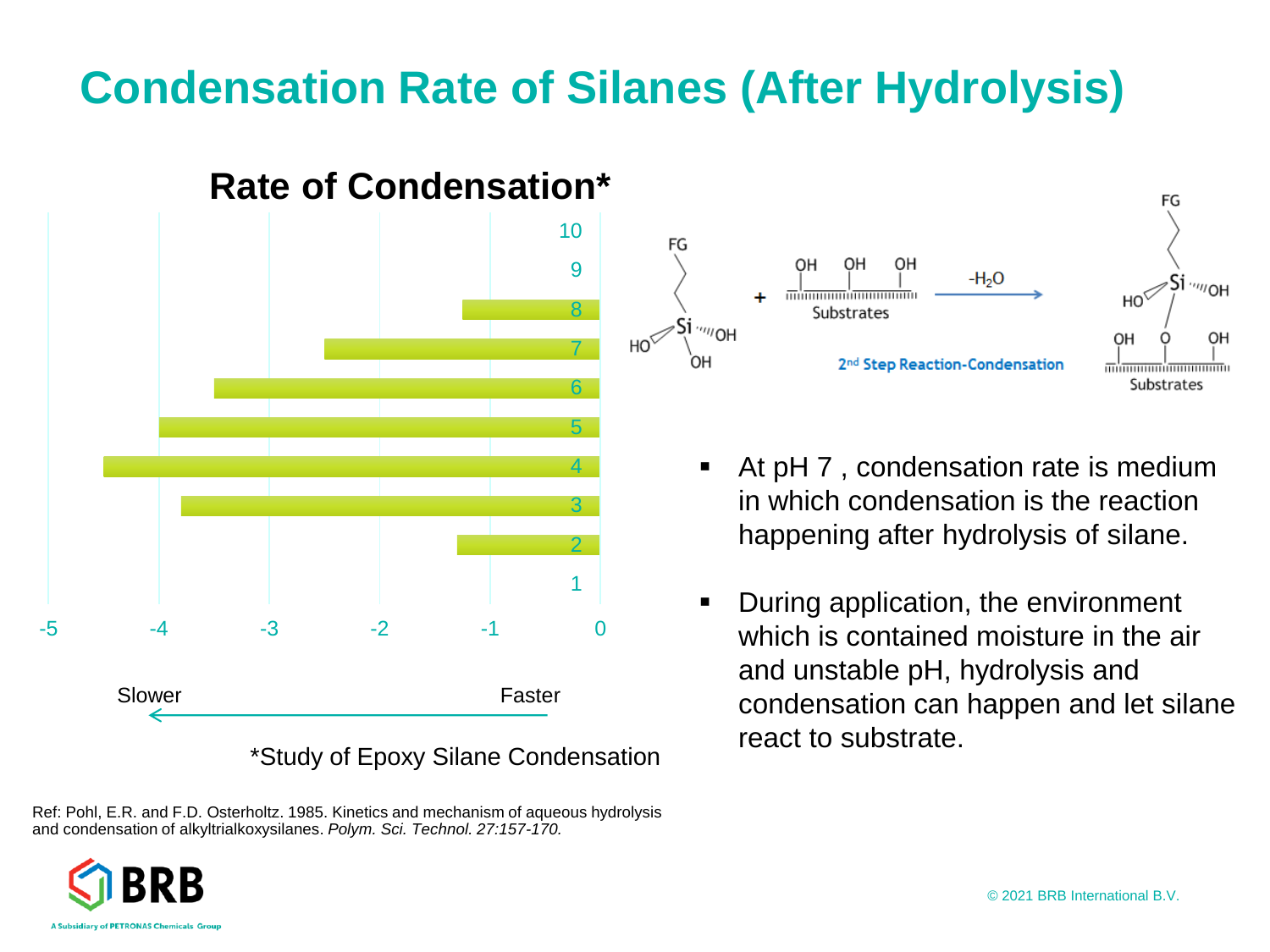# Condensation Rate of Silanes (After Hydrolysis)

## Rate of Condensation*

| pH | Rate of Condensation |
|---|---|
| 10 | |
| 9 | |
| 8 | -1.25 |
| 7 | -2.5 |
| 6 | -3.5 |
| 5 | -4 |
| 4 | -4.5 |
| 3 | -3.8 |
| 2 | -1.3 |
| 1 | |

Slower ← Faster

*Study of Epoxy Silane Condensation

FG–Si(OH)$_3$ + Substrates (OH OH OH) → ($-H_2O$) FG–Si(OH)$_2$–O–Substrates (OH O OH)

2nd Step Reaction-Condensation

- At pH 7 , condensation rate is medium in which condensation is the reaction happening after hydrolysis of silane.
- During application, the environment which is contained moisture in the air and unstable pH, hydrolysis and condensation can happen and let silane react to substrate.

Ref: Pohl, E.R. and F.D. Osterholtz. 1985. Kinetics and mechanism of aqueous hydrolysis and condensation of alkyltrialkoxysilanes. *Polym. Sci. Technol. 27:157-170.*

BRB — A Subsidiary of PETRONAS Chemicals Group

© 2021 BRB International B.V.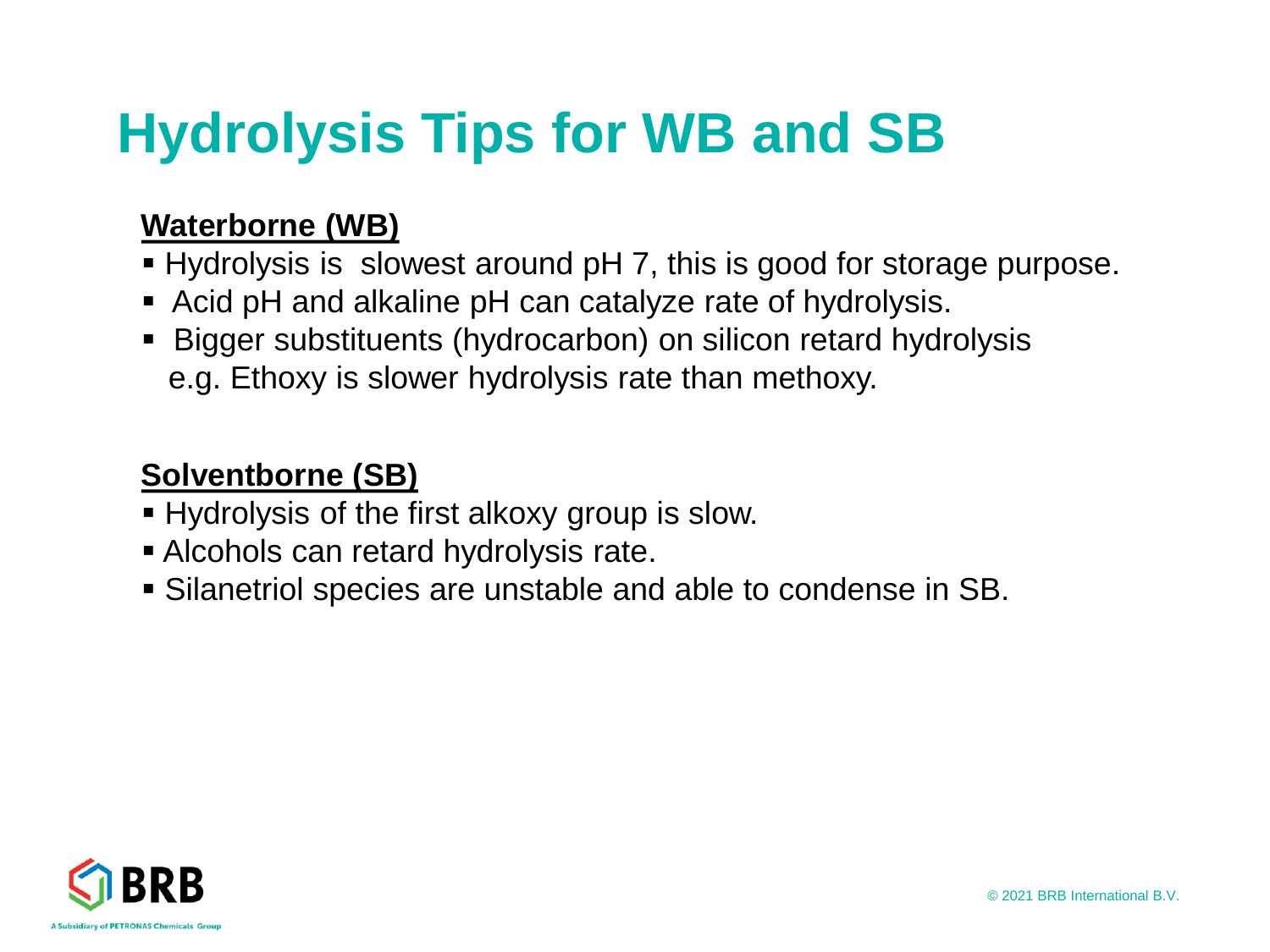# Hydrolysis Tips for WB and SB

**Waterborne (WB)**

- Hydrolysis is slowest around pH 7, this is good for storage purpose.
- Acid pH and alkaline pH can catalyze rate of hydrolysis.
- Bigger substituents (hydrocarbon) on silicon retard hydrolysis e.g. Ethoxy is slower hydrolysis rate than methoxy.

**Solventborne (SB)**

- Hydrolysis of the first alkoxy group is slow.
- Alcohols can retard hydrolysis rate.
- Silanetriol species are unstable and able to condense in SB.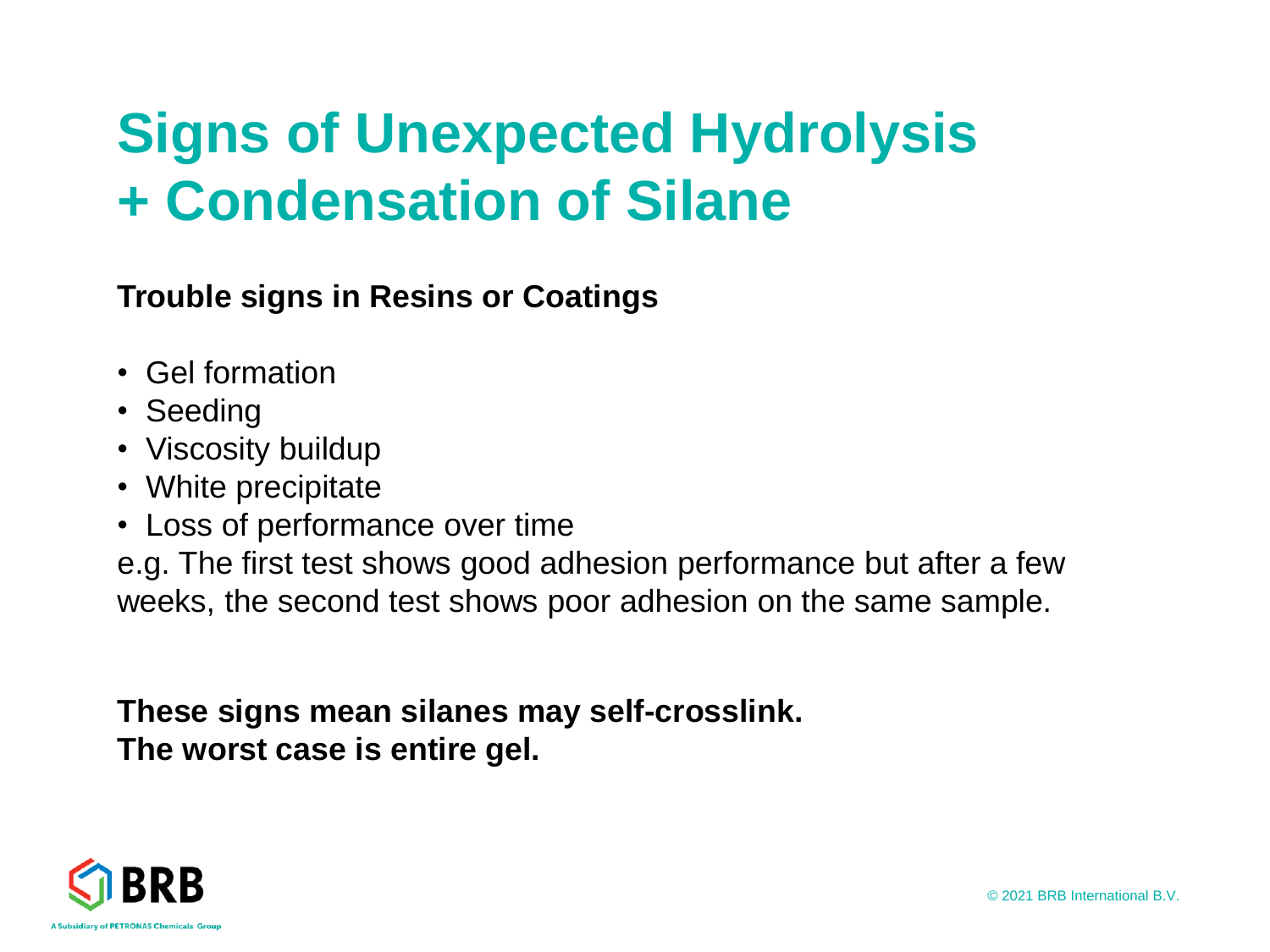# Signs of Unexpected Hydrolysis + Condensation of Silane

**Trouble signs in Resins or Coatings**

- Gel formation
- Seeding
- Viscosity buildup
- White precipitate
- Loss of performance over time

e.g. The first test shows good adhesion performance but after a few weeks, the second test shows poor adhesion on the same sample.

**These signs mean silanes may self-crosslink.**
**The worst case is entire gel.**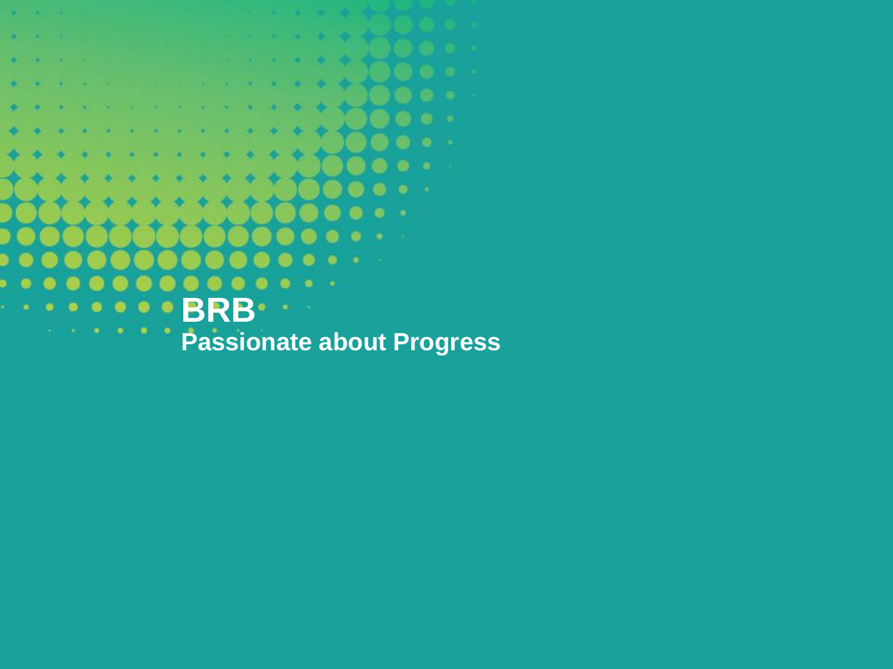**BRB**

**Passionate about Progress**